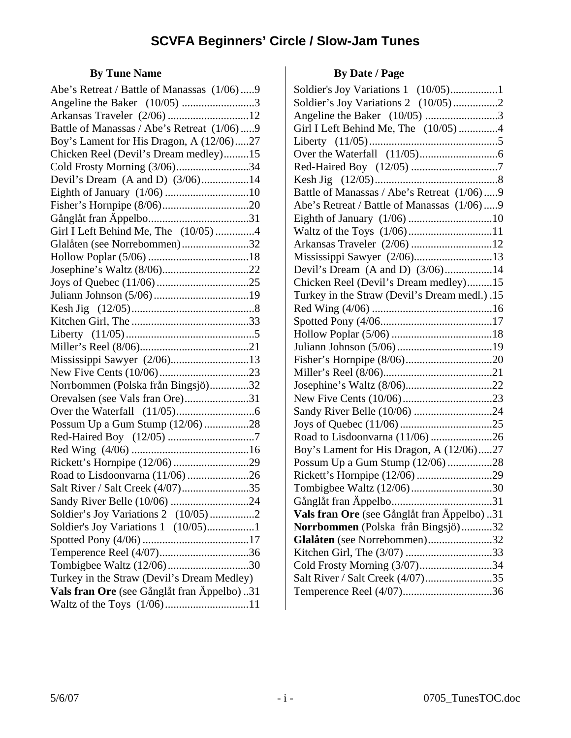# SCVFA Beginners' Circle / Slow-Jam Tunes

### By Tune Name

Abe's Retreat / Battle of Manassas (1/06).....9
Angeline the Baker (10/05) ..........................3
Arkansas Traveler (2/06) .............................12
Battle of Manassas / Abe's Retreat (1/06).....9
Boy's Lament for His Dragon, A (12/06).....27
Chicken Reel (Devil's Dream medley).........15
Cold Frosty Morning (3/06)..........................34
Devil's Dream (A and D) (3/06).................14
Eighth of January (1/06) ..............................10
Fisher's Hornpipe (8/06)...............................20
Gånglåt fran Äppelbo....................................31
Girl I Left Behind Me, The (10/05)..............4
Glalåten (see Norrebommen)........................32
Hollow Poplar (5/06) ....................................18
Josephine's Waltz (8/06)...............................22
Joys of Quebec (11/06).................................25
Juliann Johnson (5/06)..................................19
Kesh Jig (12/05)............................................8
Kitchen Girl, The ..........................................33
Liberty (11/05)..............................................5
Miller's Reel (8/06).......................................21
Mississippi Sawyer (2/06)............................13
New Five Cents (10/06)................................23
Norrbommen (Polska från Bingsjö)..............32
Orevalsen (see Vals fran Ore).......................31
Over the Waterfall (11/05)............................6
Possum Up a Gum Stump (12/06)................28
Red-Haired Boy (12/05) ...............................7
Red Wing (4/06) ..........................................16
Rickett's Hornpipe (12/06)...........................29
Road to Lisdoonvarna (11/06)......................26
Salt River / Salt Creek (4/07)........................35
Sandy River Belle (10/06) ............................24
Soldier's Joy Variations 2 (10/05)................2
Soldier's Joy Variations 1 (10/05).................1
Spotted Pony (4/06) ......................................17
Temperence Reel (4/07)................................36
Tombigbee Waltz (12/06).............................30
Turkey in the Straw (Devil's Dream Medley)
**Vals fran Ore** (see Gånglåt fran Äppelbo) ..31
Waltz of the Toys (1/06)..............................11

### By Date / Page

Soldier's Joy Variations 1 (10/05).................1
Soldier's Joy Variations 2 (10/05)................2
Angeline the Baker (10/05) ..........................3
Girl I Left Behind Me, The (10/05)..............4
Liberty (11/05)..............................................5
Over the Waterfall (11/05)............................6
Red-Haired Boy (12/05) ...............................7
Kesh Jig (12/05)............................................8
Battle of Manassas / Abe's Retreat (1/06).....9
Abe's Retreat / Battle of Manassas (1/06).....9
Eighth of January (1/06) ..............................10
Waltz of the Toys (1/06)..............................11
Arkansas Traveler (2/06) .............................12
Mississippi Sawyer (2/06)............................13
Devil's Dream (A and D) (3/06).................14
Chicken Reel (Devil's Dream medley).........15
Turkey in the Straw (Devil's Dream medl.) .15
Red Wing (4/06) ...........................................16
Spotted Pony (4/06........................................17
Hollow Poplar (5/06) ....................................18
Juliann Johnson (5/06)..................................19
Fisher's Hornpipe (8/06)...............................20
Miller's Reel (8/06).......................................21
Josephine's Waltz (8/06)...............................22
New Five Cents (10/06)................................23
Sandy River Belle (10/06) ............................24
Joys of Quebec (11/06).................................25
Road to Lisdoonvarna (11/06)......................26
Boy's Lament for His Dragon, A (12/06).....27
Possum Up a Gum Stump (12/06)................28
Rickett's Hornpipe (12/06)...........................29
Tombigbee Waltz (12/06).............................30
Gånglåt fran Äppelbo....................................31
**Vals fran Ore** (see Gånglåt fran Äppelbo) ..31
**Norrbommen** (Polska från Bingsjö)...........32
**Glalåten** (see Norrebommen).......................32
Kitchen Girl, The (3/07) ...............................33
Cold Frosty Morning (3/07)..........................34
Salt River / Salt Creek (4/07)........................35
Temperence Reel (4/07)................................36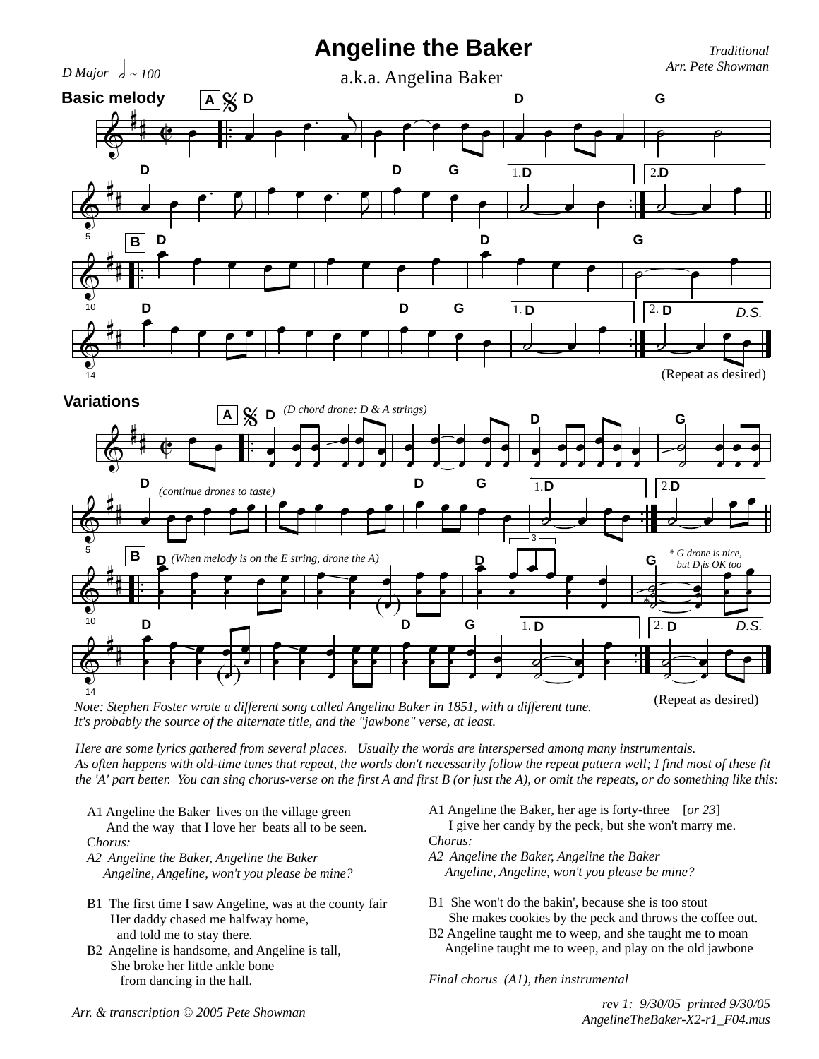# Angeline the Baker

a.k.a. Angelina Baker

*Traditional*
*Arr. Pete Showman*

*D Major* ♩ ~ 100

**Basic melody**

(Repeat as desired)

**Variations**

(Repeat as desired)

*Note: Stephen Foster wrote a different song called Angelina Baker in 1851, with a different tune. It's probably the source of the alternate title, and the "jawbone" verse, at least.*

*Here are some lyrics gathered from several places. Usually the words are interspersed among many instrumentals. As often happens with old-time tunes that repeat, the words don't necessarily follow the repeat pattern well; I find most of these fit the 'A' part better. You can sing chorus-verse on the first A and first B (or just the A), or omit the repeats, or do something like this:*

A1 Angeline the Baker lives on the village green
And the way that I love her beats all to be seen.
C*horus:*
*A2 Angeline the Baker, Angeline the Baker*
*Angeline, Angeline, won't you please be mine?*

B1 The first time I saw Angeline, was at the county fair
Her daddy chased me halfway home,
and told me to stay there.
B2 Angeline is handsome, and Angeline is tall,
She broke her little ankle bone
from dancing in the hall.

A1 Angeline the Baker, her age is forty-three [*or 23*]
I give her candy by the peck, but she won't marry me.
C*horus:*
*A2 Angeline the Baker, Angeline the Baker*
*Angeline, Angeline, won't you please be mine?*

B1 She won't do the bakin', because she is too stout
She makes cookies by the peck and throws the coffee out.
B2 Angeline taught me to weep, and she taught me to moan
Angeline taught me to weep, and play on the old jawbone

*Final chorus (A1), then instrumental*

*Arr. & transcription © 2005 Pete Showman*

*rev 1: 9/30/05 printed 9/30/05*
*AngelineTheBaker-X2-r1_F04.mus*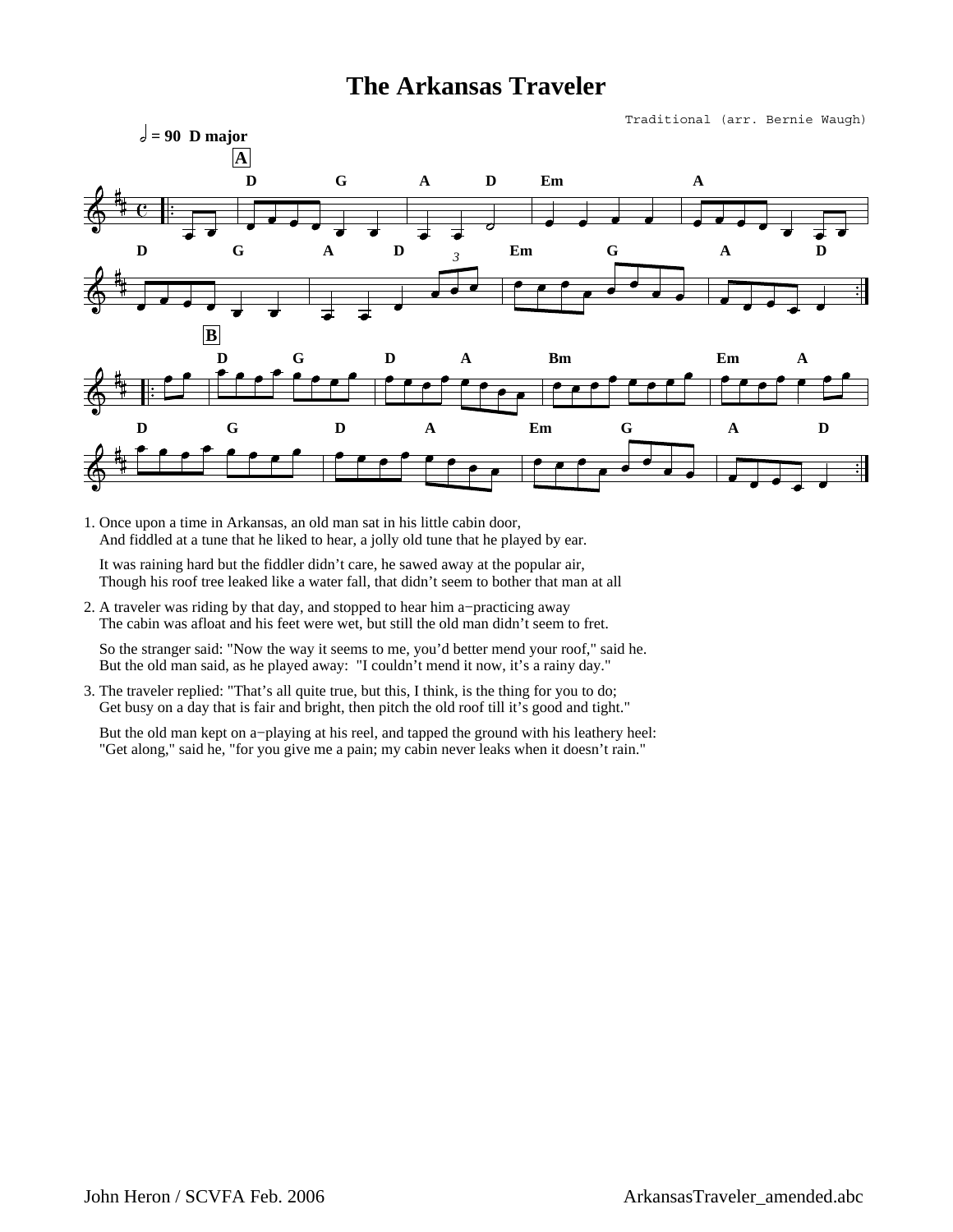# The Arkansas Traveler

Traditional (arr. Bernie Waugh)

1. Once upon a time in Arkansas, an old man sat in his little cabin door,
   And fiddled at a tune that he liked to hear, a jolly old tune that he played by ear.

   It was raining hard but the fiddler didn't care, he sawed away at the popular air,
   Though his roof tree leaked like a water fall, that didn't seem to bother that man at all

2. A traveler was riding by that day, and stopped to hear him a−practicing away
   The cabin was afloat and his feet were wet, but still the old man didn't seem to fret.

   So the stranger said: "Now the way it seems to me, you'd better mend your roof," said he.
   But the old man said, as he played away: "I couldn't mend it now, it's a rainy day."

3. The traveler replied: "That's all quite true, but this, I think, is the thing for you to do;
   Get busy on a day that is fair and bright, then pitch the old roof till it's good and tight."

   But the old man kept on a−playing at his reel, and tapped the ground with his leathery heel:
   "Get along," said he, "for you give me a pain; my cabin never leaks when it doesn't rain."

John Heron / SCVFA Feb. 2006 ArkansasTraveler_amended.abc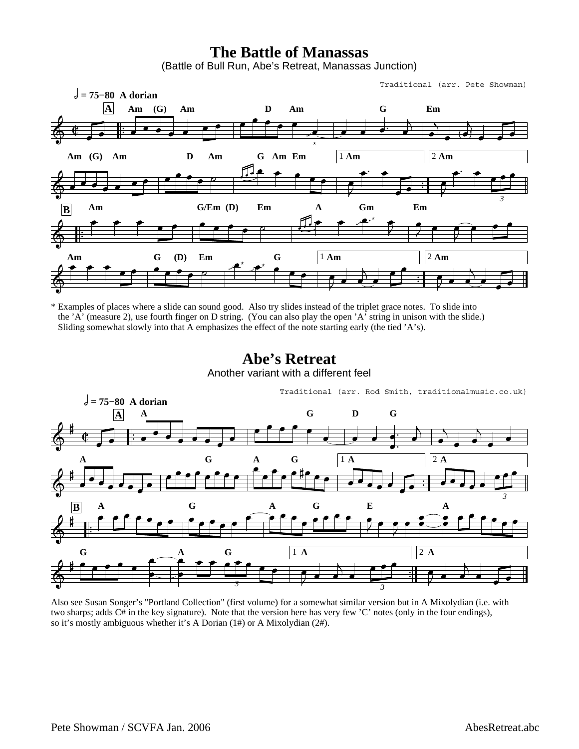# The Battle of Manassas

(Battle of Bull Run, Abe's Retreat, Manassas Junction)

Traditional (arr. Pete Showman)

𝅗𝅥 = 75−80 A dorian

\* Examples of places where a slide can sound good. Also try slides instead of the triplet grace notes. To slide into the 'A' (measure 2), use fourth finger on D string. (You can also play the open 'A' string in unison with the slide.) Sliding somewhat slowly into that A emphasizes the effect of the note starting early (the tied 'A's).

# Abe's Retreat

Another variant with a different feel

Traditional (arr. Rod Smith, traditionalmusic.co.uk)

𝅗𝅥 = 75−80 A dorian

Also see Susan Songer's "Portland Collection" (first volume) for a somewhat similar version but in A Mixolydian (i.e. with two sharps; adds C# in the key signature). Note that the version here has very few 'C' notes (only in the four endings), so it's mostly ambiguous whether it's A Dorian (1#) or A Mixolydian (2#).

Pete Showman / SCVFA Jan. 2006 AbesRetreat.abc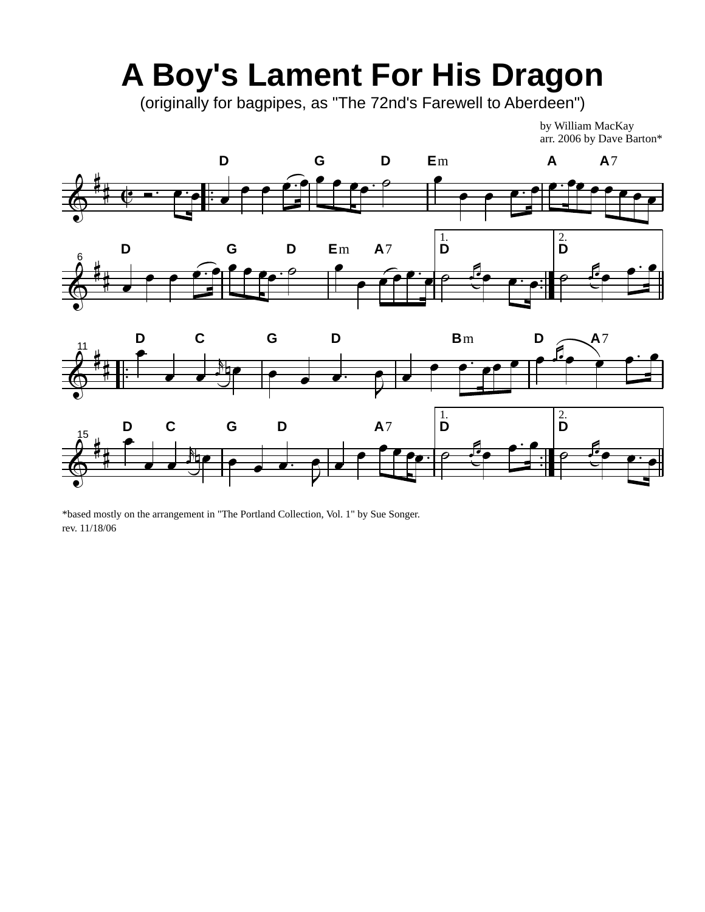# A Boy's Lament For His Dragon

(originally for bagpipes, as "The 72nd's Farewell to Aberdeen")

by William MacKay
arr. 2006 by Dave Barton*

*based mostly on the arrangement in "The Portland Collection, Vol. 1" by Sue Songer.
rev. 11/18/06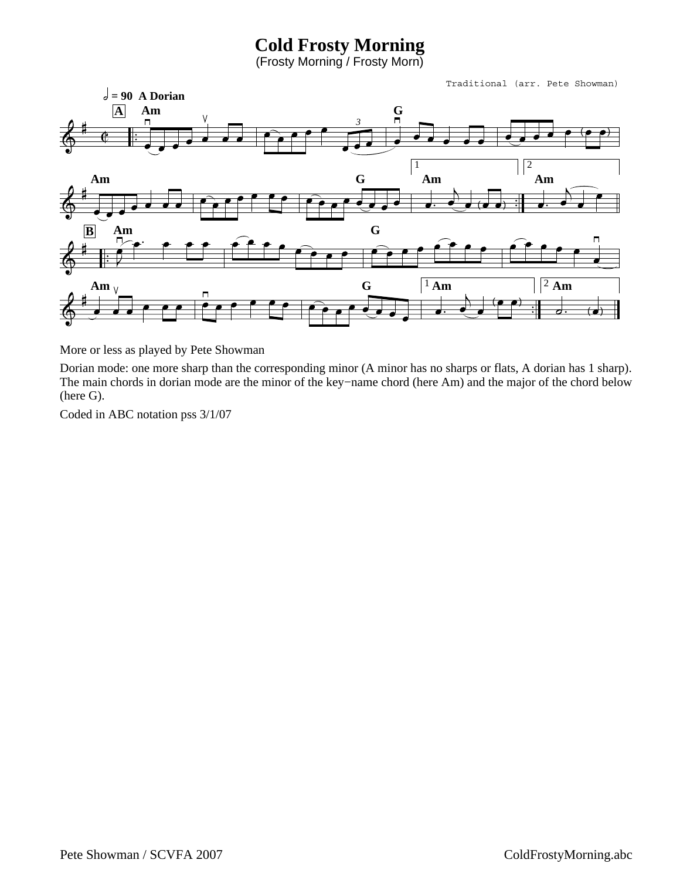# Cold Frosty Morning

(Frosty Morning / Frosty Morn)

Traditional (arr. Pete Showman)

More or less as played by Pete Showman

Dorian mode: one more sharp than the corresponding minor (A minor has no sharps or flats, A dorian has 1 sharp). The main chords in dorian mode are the minor of the key−name chord (here Am) and the major of the chord below (here G).

Coded in ABC notation pss 3/1/07

Pete Showman / SCVFA 2007

ColdFrostyMorning.abc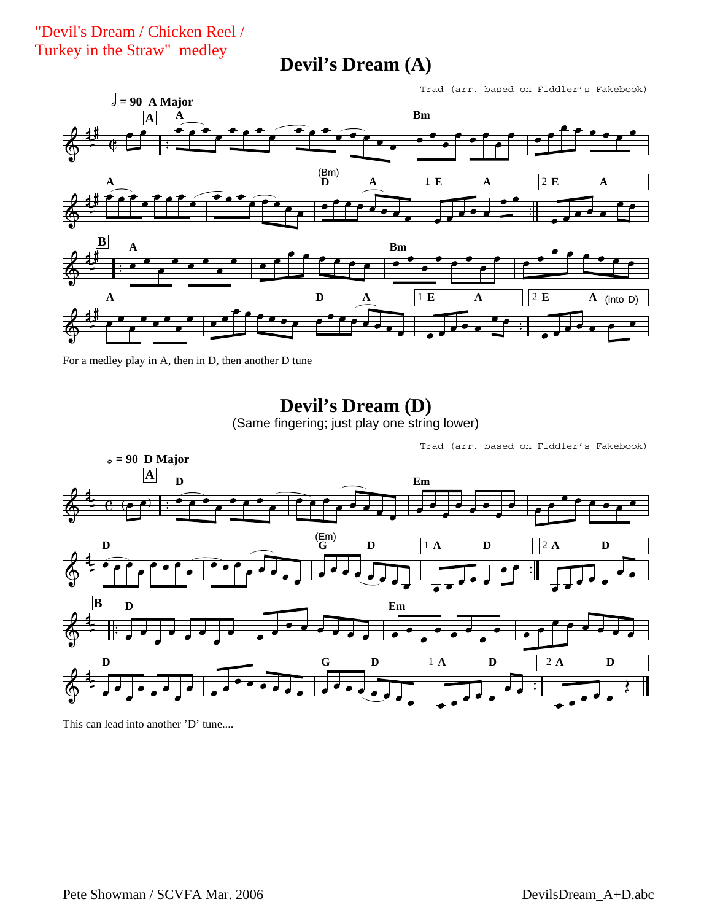"Devil's Dream / Chicken Reel / Turkey in the Straw" medley

# Devil's Dream (A)

Trad (arr. based on Fiddler's Fakebook)

For a medley play in A, then in D, then another D tune

# Devil's Dream (D)

(Same fingering; just play one string lower)

Trad (arr. based on Fiddler's Fakebook)

This can lead into another 'D' tune....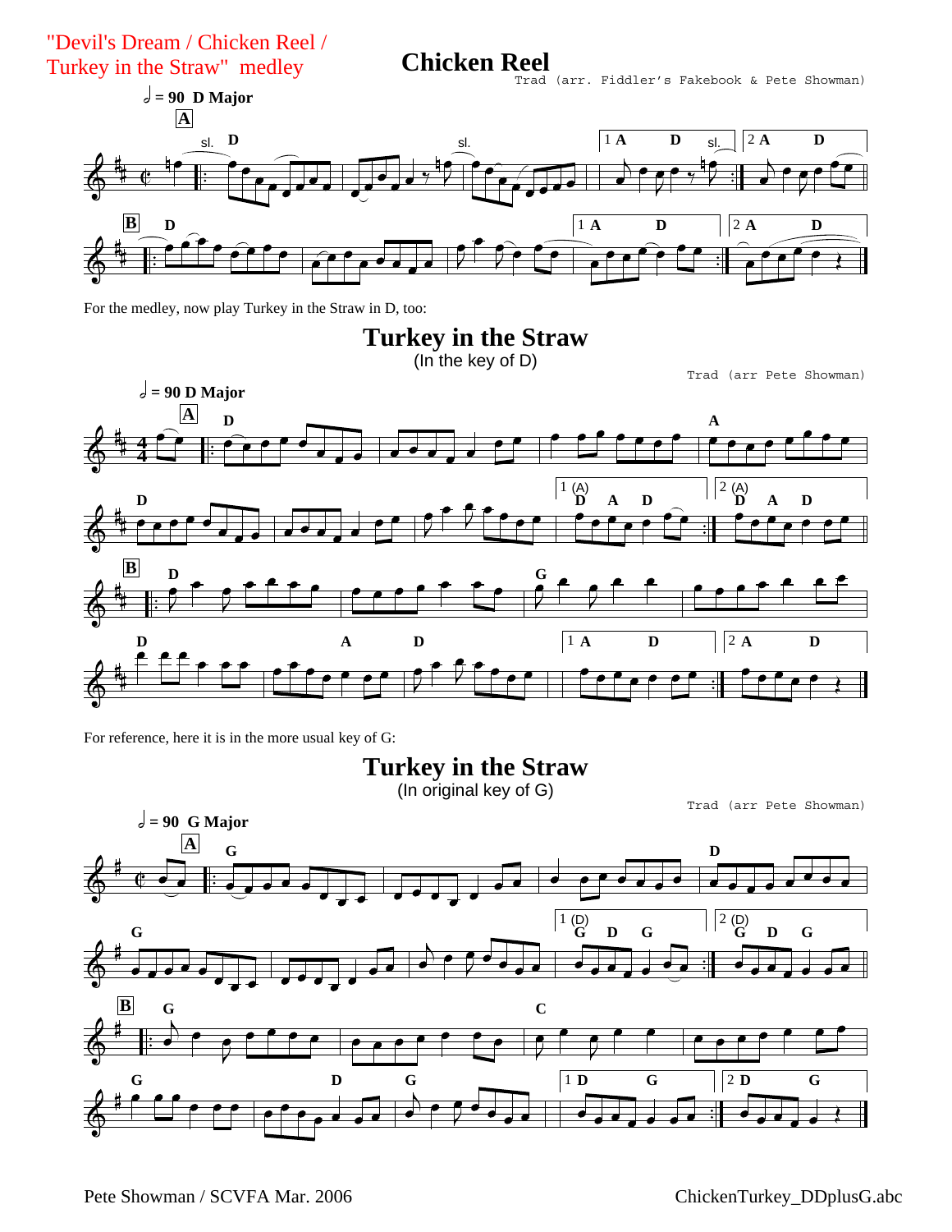"Devil's Dream / Chicken Reel / Turkey in the Straw" medley

# Chicken Reel

Trad (arr. Fiddler's Fakebook & Pete Showman)

For the medley, now play Turkey in the Straw in D, too:

# Turkey in the Straw

(In the key of D)

Trad (arr Pete Showman)

For reference, here it is in the more usual key of G:

# Turkey in the Straw

(In original key of G)

Trad (arr Pete Showman)

Pete Showman / SCVFA Mar. 2006

ChickenTurkey_DDplusG.abc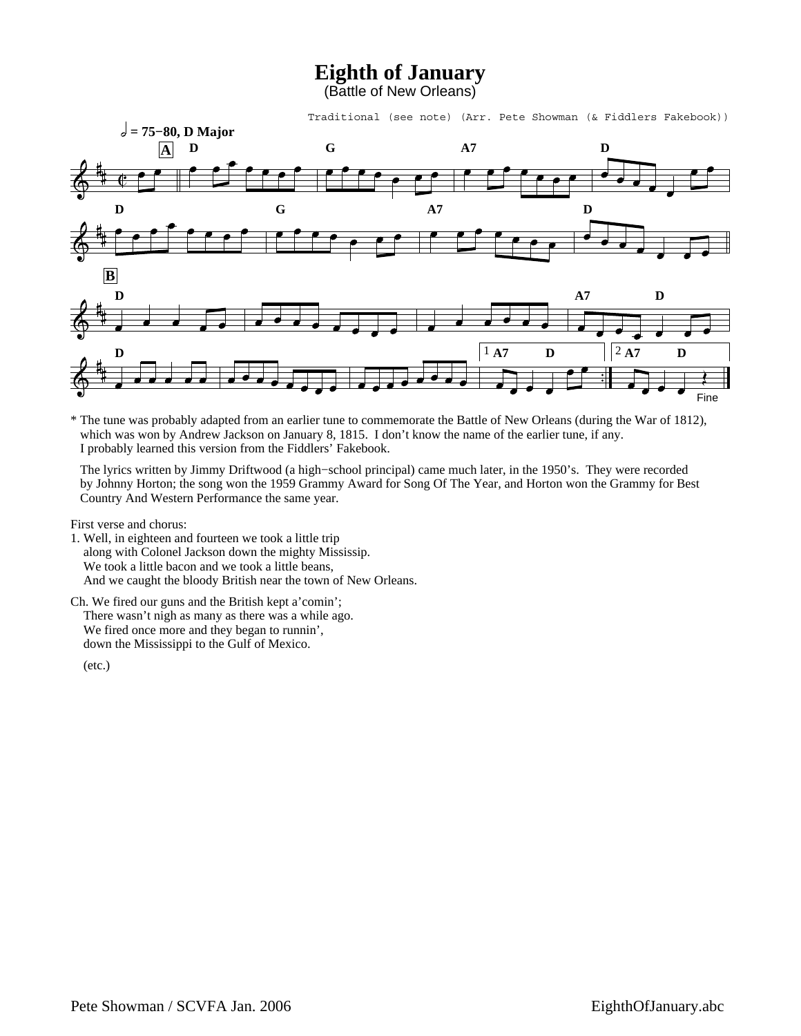# Eighth of January

(Battle of New Orleans)

Traditional (see note) (Arr. Pete Showman (& Fiddlers Fakebook))

* The tune was probably adapted from an earlier tune to commemorate the Battle of New Orleans (during the War of 1812), which was won by Andrew Jackson on January 8, 1815. I don't know the name of the earlier tune, if any. I probably learned this version from the Fiddlers' Fakebook.

The lyrics written by Jimmy Driftwood (a high−school principal) came much later, in the 1950's. They were recorded by Johnny Horton; the song won the 1959 Grammy Award for Song Of The Year, and Horton won the Grammy for Best Country And Western Performance the same year.

First verse and chorus:

1. Well, in eighteen and fourteen we took a little trip
   along with Colonel Jackson down the mighty Mississip.
   We took a little bacon and we took a little beans,
   And we caught the bloody British near the town of New Orleans.

Ch. We fired our guns and the British kept a'comin';
   There wasn't nigh as many as there was a while ago.
   We fired once more and they began to runnin',
   down the Mississippi to the Gulf of Mexico.

(etc.)

Pete Showman / SCVFA Jan. 2006 EighthOfJanuary.abc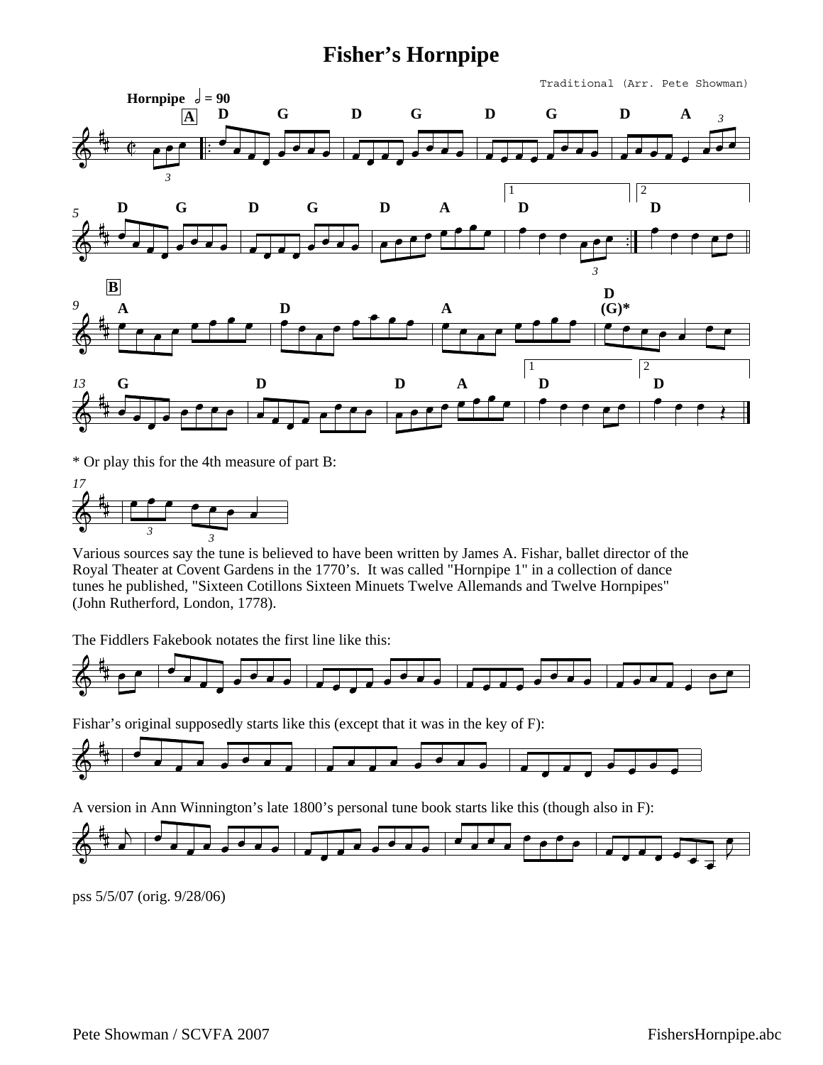# Fisher's Hornpipe

Traditional (Arr. Pete Showman)

Hornpipe ♩ = 90

* Or play this for the 4th measure of part B:

Various sources say the tune is believed to have been written by James A. Fishar, ballet director of the Royal Theater at Covent Gardens in the 1770's. It was called "Hornpipe 1" in a collection of dance tunes he published, "Sixteen Cotillons Sixteen Minuets Twelve Allemands and Twelve Hornpipes" (John Rutherford, London, 1778).

The Fiddlers Fakebook notates the first line like this:

Fishar's original supposedly starts like this (except that it was in the key of F):

A version in Ann Winnington's late 1800's personal tune book starts like this (though also in F):

pss 5/5/07 (orig. 9/28/06)

Pete Showman / SCVFA 2007

FishersHornpipe.abc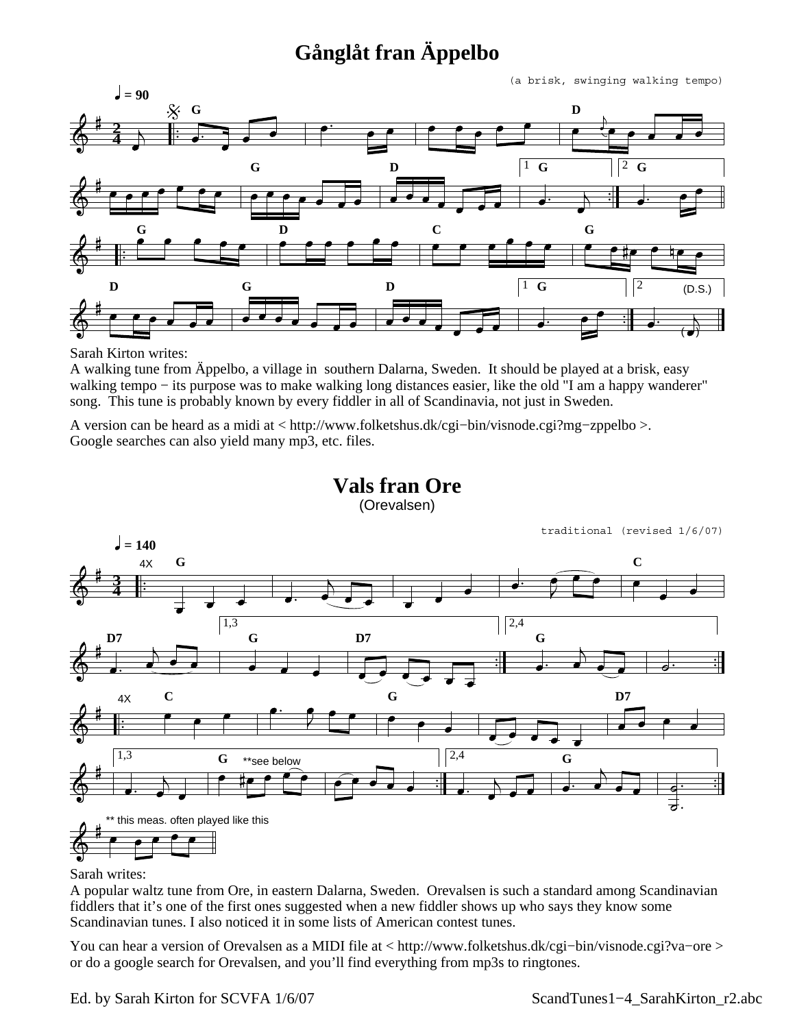# Gånglåt fran Äppelbo

(a brisk, swinging walking tempo)

Sarah Kirton writes:
A walking tune from Äppelbo, a village in southern Dalarna, Sweden. It should be played at a brisk, easy walking tempo − its purpose was to make walking long distances easier, like the old "I am a happy wanderer" song. This tune is probably known by every fiddler in all of Scandinavia, not just in Sweden.

A version can be heard as a midi at < http://www.folketshus.dk/cgi−bin/visnode.cgi?mg−zppelbo >.
Google searches can also yield many mp3, etc. files.

# Vals fran Ore

(Orevalsen)

traditional (revised 1/6/07)

Sarah writes:
A popular waltz tune from Ore, in eastern Dalarna, Sweden. Orevalsen is such a standard among Scandinavian fiddlers that it's one of the first ones suggested when a new fiddler shows up who says they know some Scandinavian tunes. I also noticed it in some lists of American contest tunes.

You can hear a version of Orevalsen as a MIDI file at < http://www.folketshus.dk/cgi−bin/visnode.cgi?va−ore > or do a google search for Orevalsen, and you'll find everything from mp3s to ringtones.

Ed. by Sarah Kirton for SCVFA 1/6/07 ScandTunes1−4_SarahKirton_r2.abc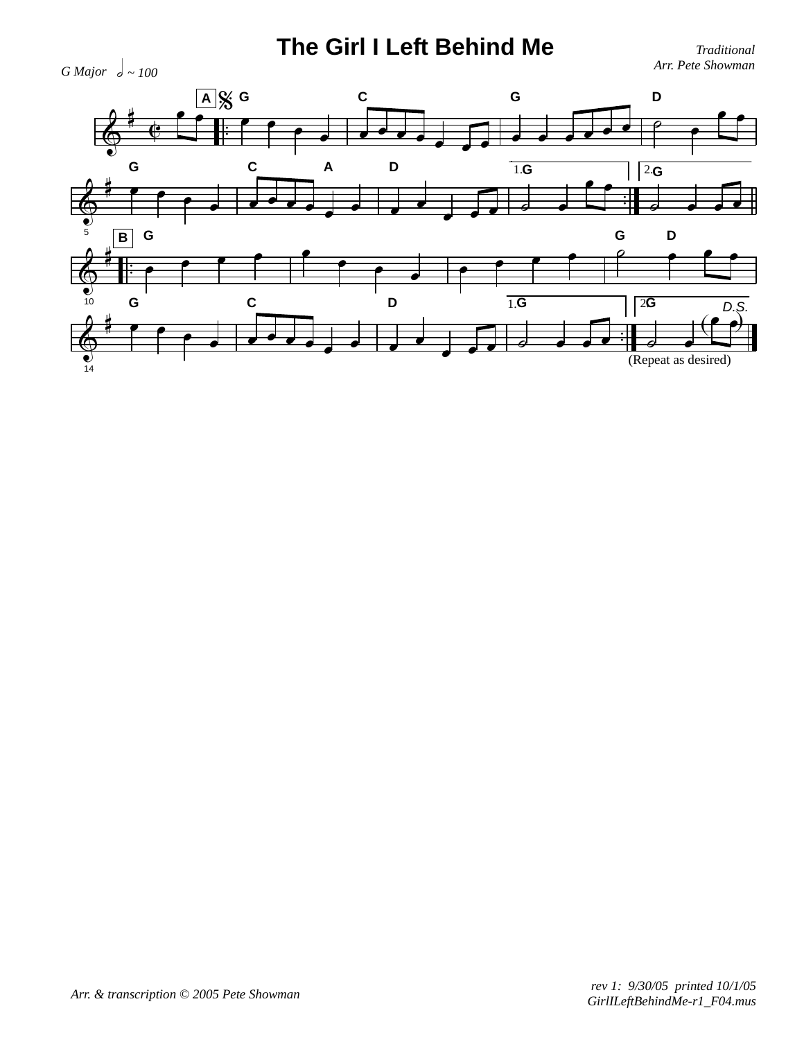# The Girl I Left Behind Me

*Traditional*
*Arr. Pete Showman*

*G Major* 𝅗𝅥 ~ 100

(Repeat as desired)

*Arr. & transcription © 2005 Pete Showman*

*rev 1: 9/30/05 printed 10/1/05*
*GirlILeftBehindMe-r1_F04.mus*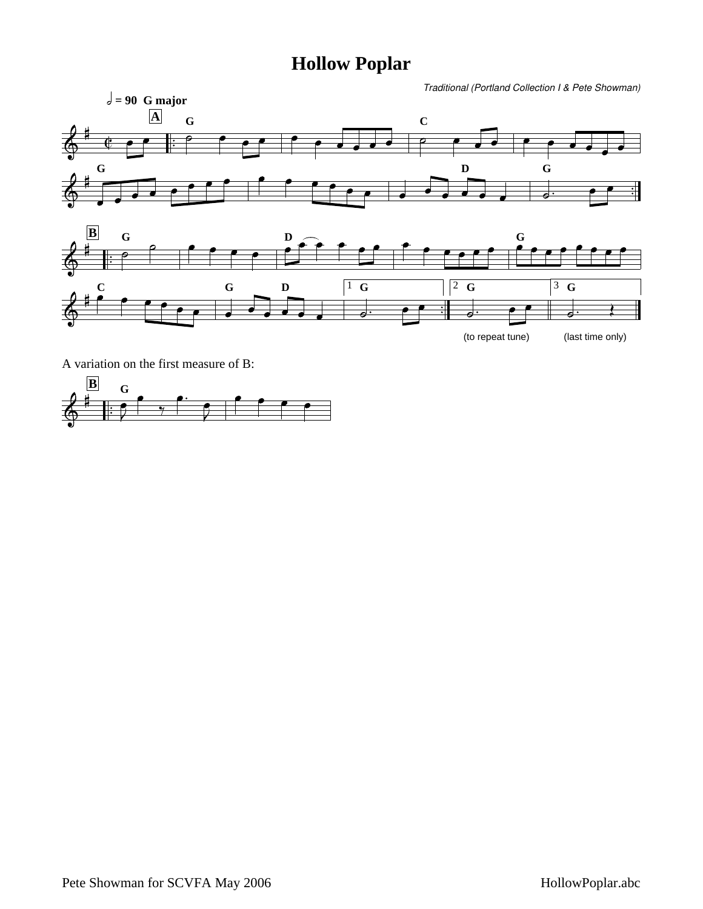# Hollow Poplar

*Traditional (Portland Collection I & Pete Showman)*

A variation on the first measure of B: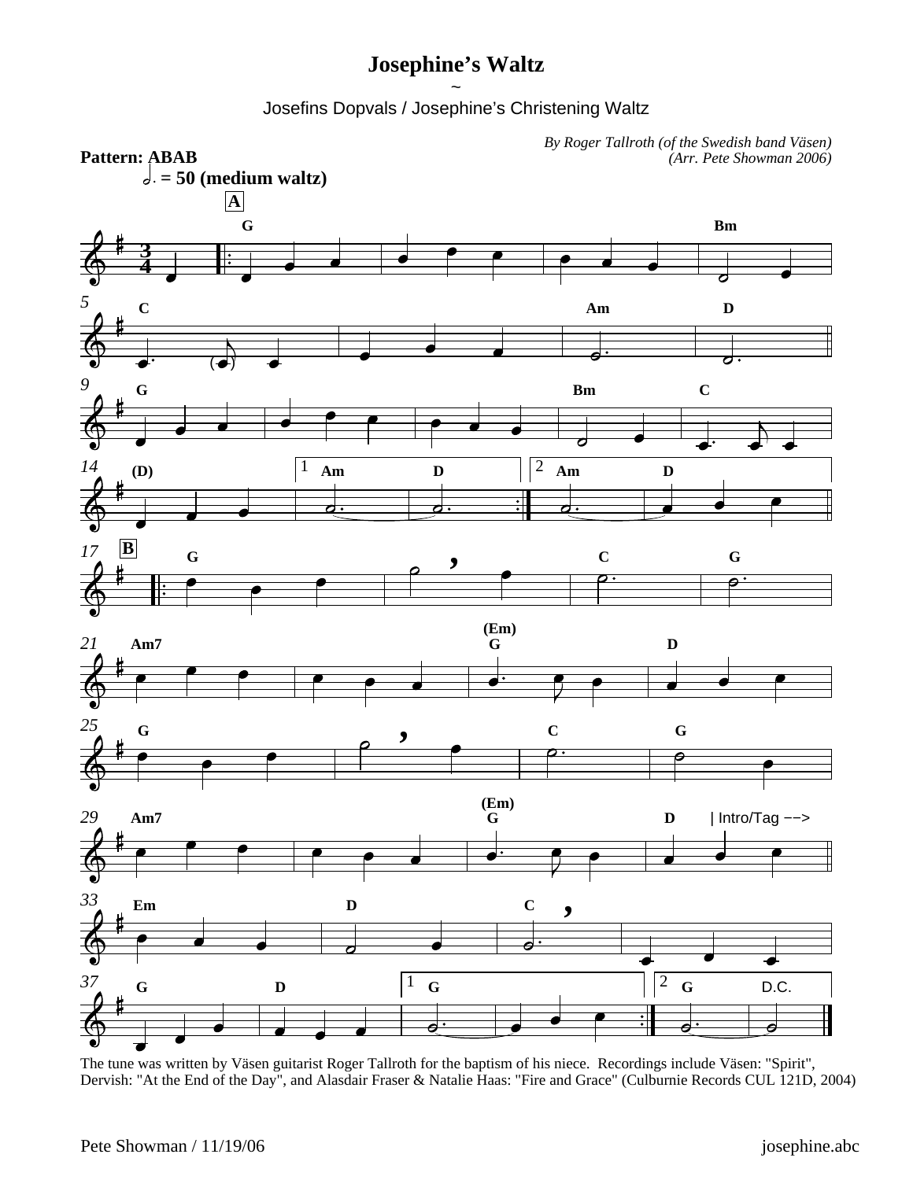# Josephine's Waltz

~

Josefins Dopvals / Josephine's Christening Waltz

*By Roger Tallroth (of the Swedish band Väsen)*
*(Arr. Pete Showman 2006)*

**Pattern: ABAB**

**𝅗𝅥. = 50 (medium waltz)**

The tune was written by Väsen guitarist Roger Tallroth for the baptism of his niece. Recordings include Väsen: "Spirit", Dervish: "At the End of the Day", and Alasdair Fraser & Natalie Haas: "Fire and Grace" (Culburnie Records CUL 121D, 2004)

Pete Showman / 11/19/06

josephine.abc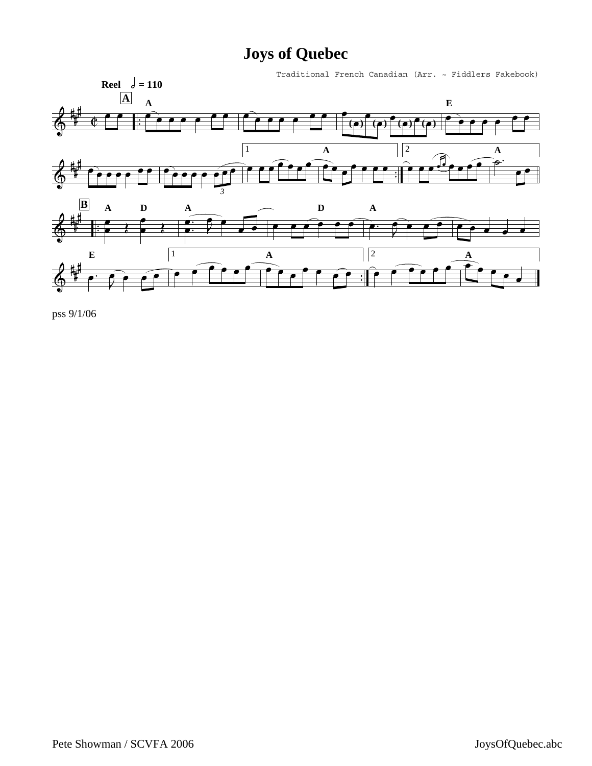# Joys of Quebec

Traditional French Canadian (Arr. ~ Fiddlers Fakebook)

Reel ♩ = 110

pss 9/1/06

Pete Showman / SCVFA 2006

JoysOfQuebec.abc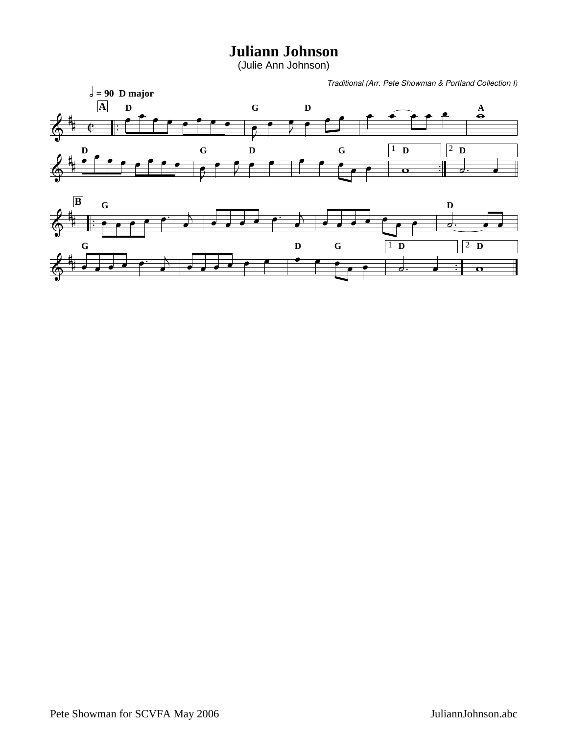# Juliann Johnson

(Julie Ann Johnson)

*Traditional (Arr. Pete Showman & Portland Collection I)*

𝅗𝅥 = 90 D major

Pete Showman for SCVFA May 2006

JuliannJohnson.abc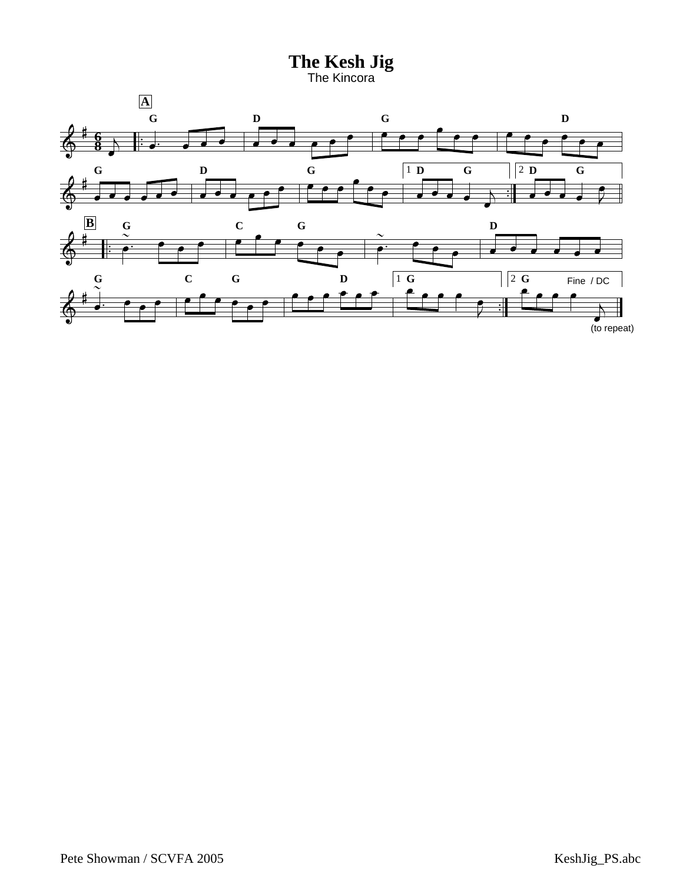# The Kesh Jig

The Kincora

Pete Showman / SCVFA 2005

KeshJig_PS.abc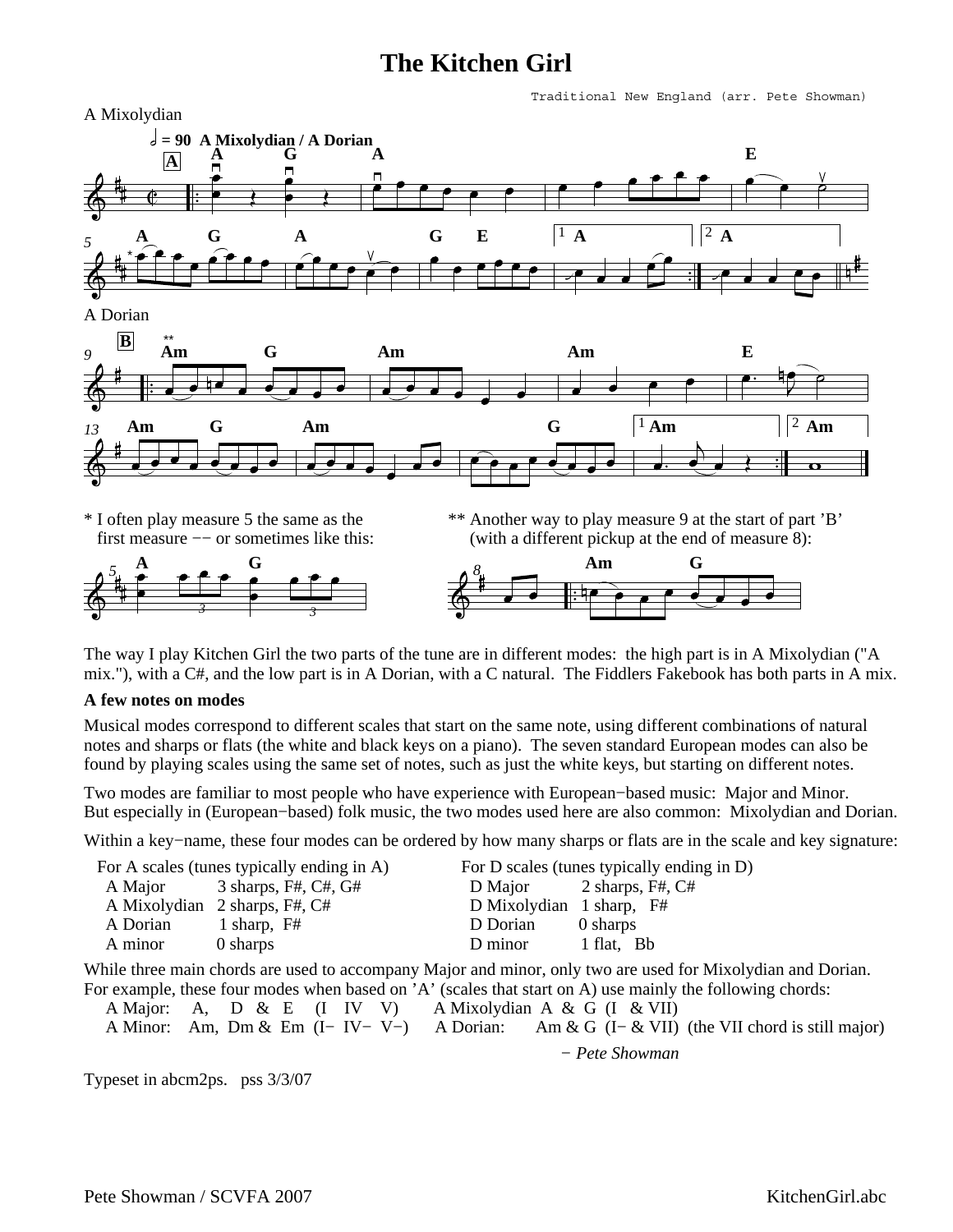# The Kitchen Girl

Traditional New England (arr. Pete Showman)

A Mixolydian

A Dorian

\* I often play measure 5 the same as the first measure -- or sometimes like this:

\*\* Another way to play measure 9 at the start of part 'B' (with a different pickup at the end of measure 8):

The way I play Kitchen Girl the two parts of the tune are in different modes: the high part is in A Mixolydian ("A mix."), with a C#, and the low part is in A Dorian, with a C natural. The Fiddlers Fakebook has both parts in A mix.

**A few notes on modes**

Musical modes correspond to different scales that start on the same note, using different combinations of natural notes and sharps or flats (the white and black keys on a piano). The seven standard European modes can also be found by playing scales using the same set of notes, such as just the white keys, but starting on different notes.

Two modes are familiar to most people who have experience with European-based music: Major and Minor. But especially in (European-based) folk music, the two modes used here are also common: Mixolydian and Dorian.

Within a key-name, these four modes can be ordered by how many sharps or flats are in the scale and key signature:

| For A scales (tunes typically ending in A) | | For D scales (tunes typically ending in D) | |
|---|---|---|---|
| A Major | 3 sharps, F#, C#, G# | D Major | 2 sharps, F#, C# |
| A Mixolydian | 2 sharps, F#, C# | D Mixolydian | 1 sharp, F# |
| A Dorian | 1 sharp, F# | D Dorian | 0 sharps |
| A minor | 0 sharps | D minor | 1 flat, Bb |

While three main chords are used to accompany Major and minor, only two are used for Mixolydian and Dorian. For example, these four modes when based on 'A' (scales that start on A) use mainly the following chords:

A Major: A, D & E (I IV V)  A Mixolydian A & G (I & VII)
A Minor: Am, Dm & Em (I- IV- V-)  A Dorian: Am & G (I- & VII) (the VII chord is still major)

*- Pete Showman*

Typeset in abcm2ps. pss 3/3/07

Pete Showman / SCVFA 2007 KitchenGirl.abc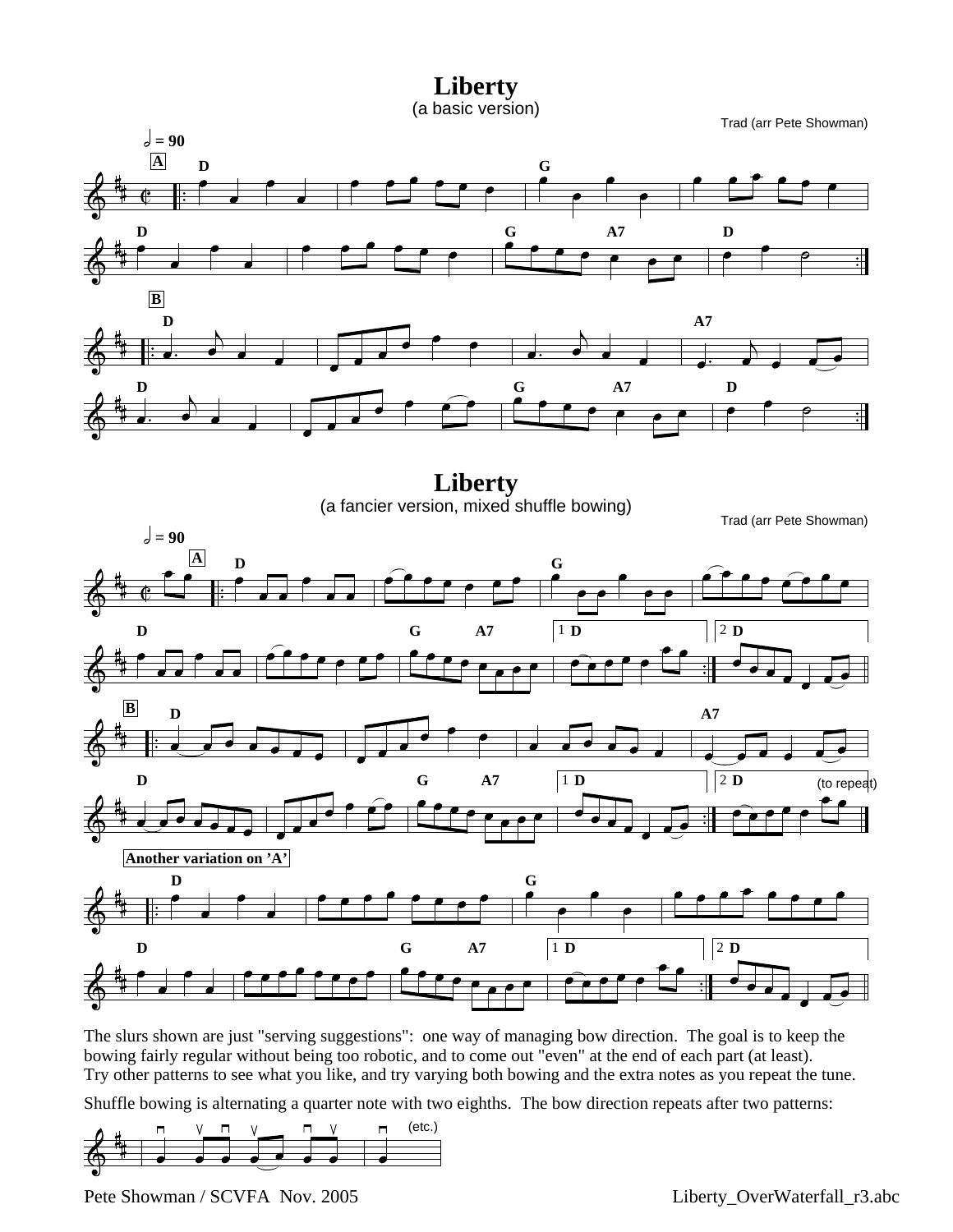# Liberty

(a basic version)

Trad (arr Pete Showman)

# Liberty

(a fancier version, mixed shuffle bowing)

Trad (arr Pete Showman)

The slurs shown are just "serving suggestions": one way of managing bow direction. The goal is to keep the bowing fairly regular without being too robotic, and to come out "even" at the end of each part (at least). Try other patterns to see what you like, and try varying both bowing and the extra notes as you repeat the tune.

Shuffle bowing is alternating a quarter note with two eighths. The bow direction repeats after two patterns:

Pete Showman / SCVFA Nov. 2005

Liberty_OverWaterfall_r3.abc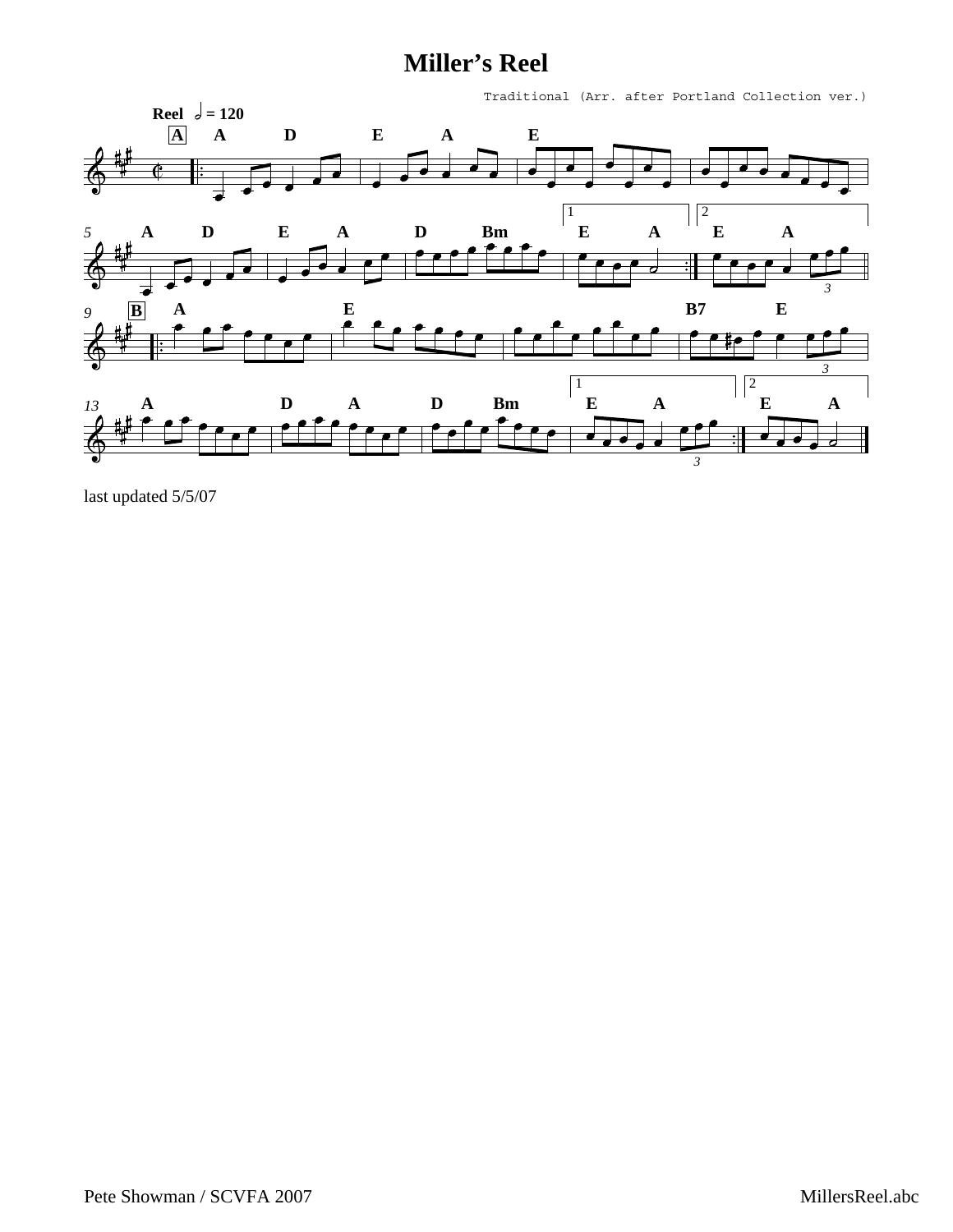# Miller's Reel

Traditional (Arr. after Portland Collection ver.)

last updated 5/5/07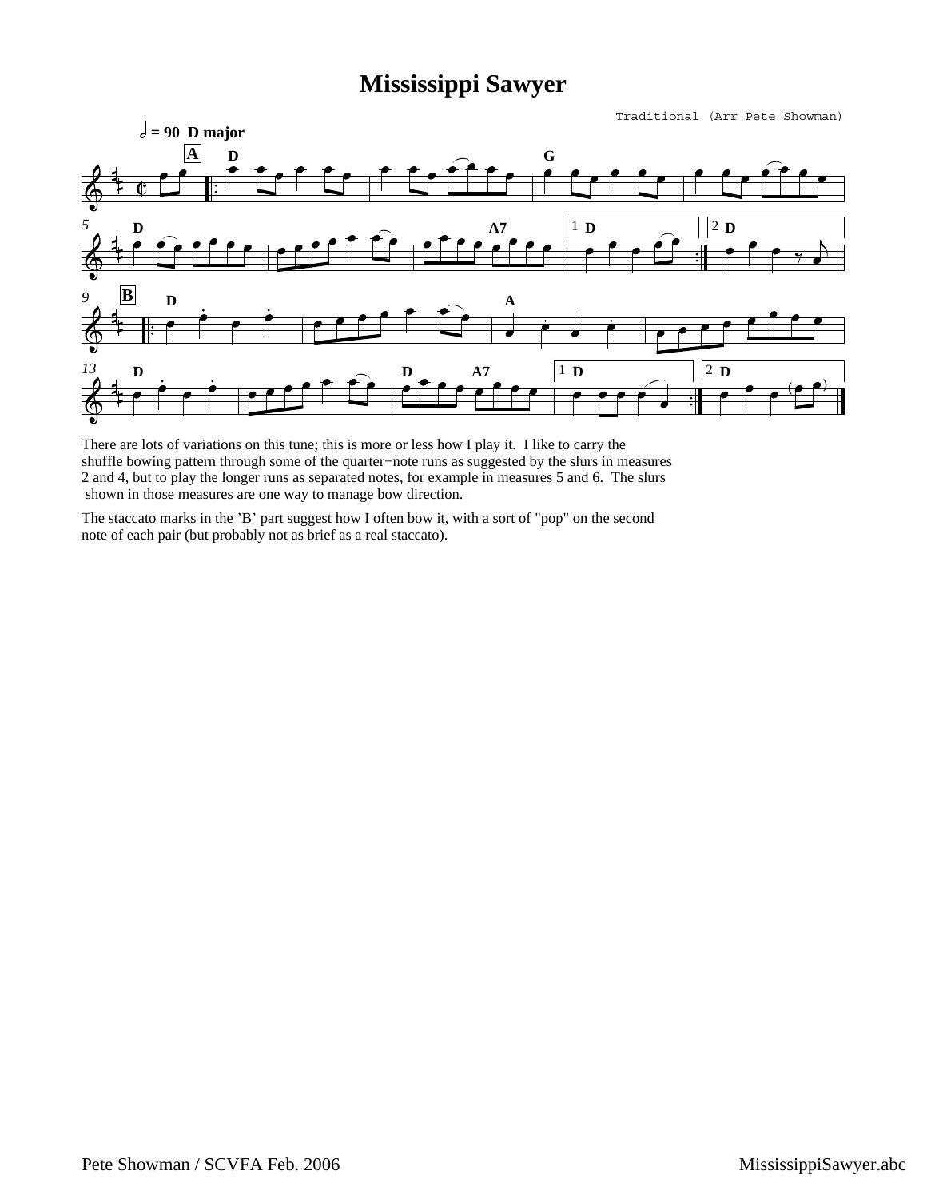# Mississippi Sawyer

Traditional (Arr Pete Showman)

There are lots of variations on this tune; this is more or less how I play it. I like to carry the shuffle bowing pattern through some of the quarter−note runs as suggested by the slurs in measures 2 and 4, but to play the longer runs as separated notes, for example in measures 5 and 6. The slurs shown in those measures are one way to manage bow direction.

The staccato marks in the 'B' part suggest how I often bow it, with a sort of "pop" on the second note of each pair (but probably not as brief as a real staccato).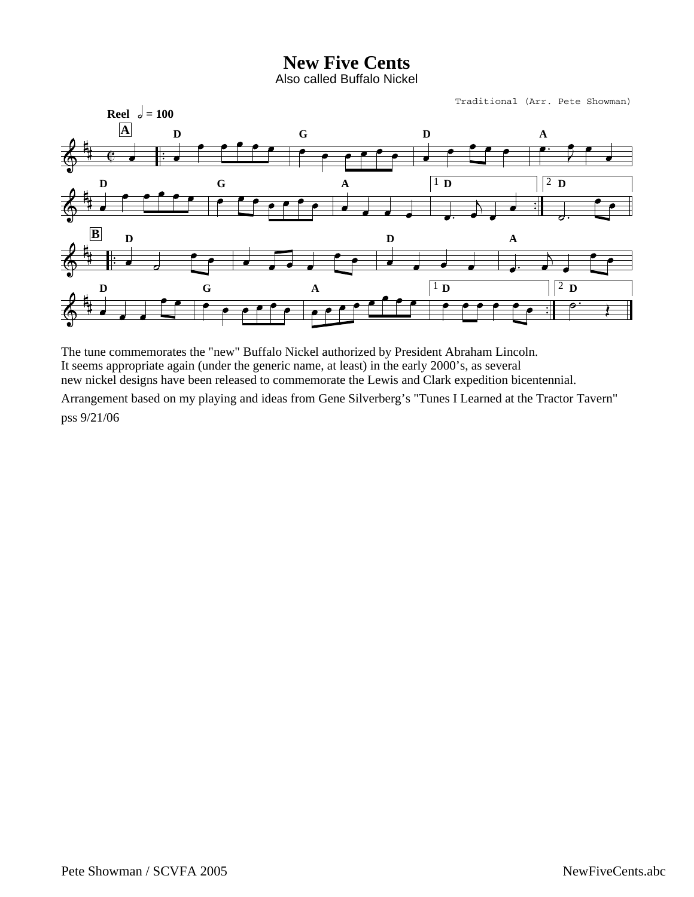# New Five Cents

Also called Buffalo Nickel

Traditional (Arr. Pete Showman)

The tune commemorates the "new" Buffalo Nickel authorized by President Abraham Lincoln.
It seems appropriate again (under the generic name, at least) in the early 2000's, as several new nickel designs have been released to commemorate the Lewis and Clark expedition bicentennial.

Arrangement based on my playing and ideas from Gene Silverberg's "Tunes I Learned at the Tractor Tavern"

pss 9/21/06

Pete Showman / SCVFA 2005

NewFiveCents.abc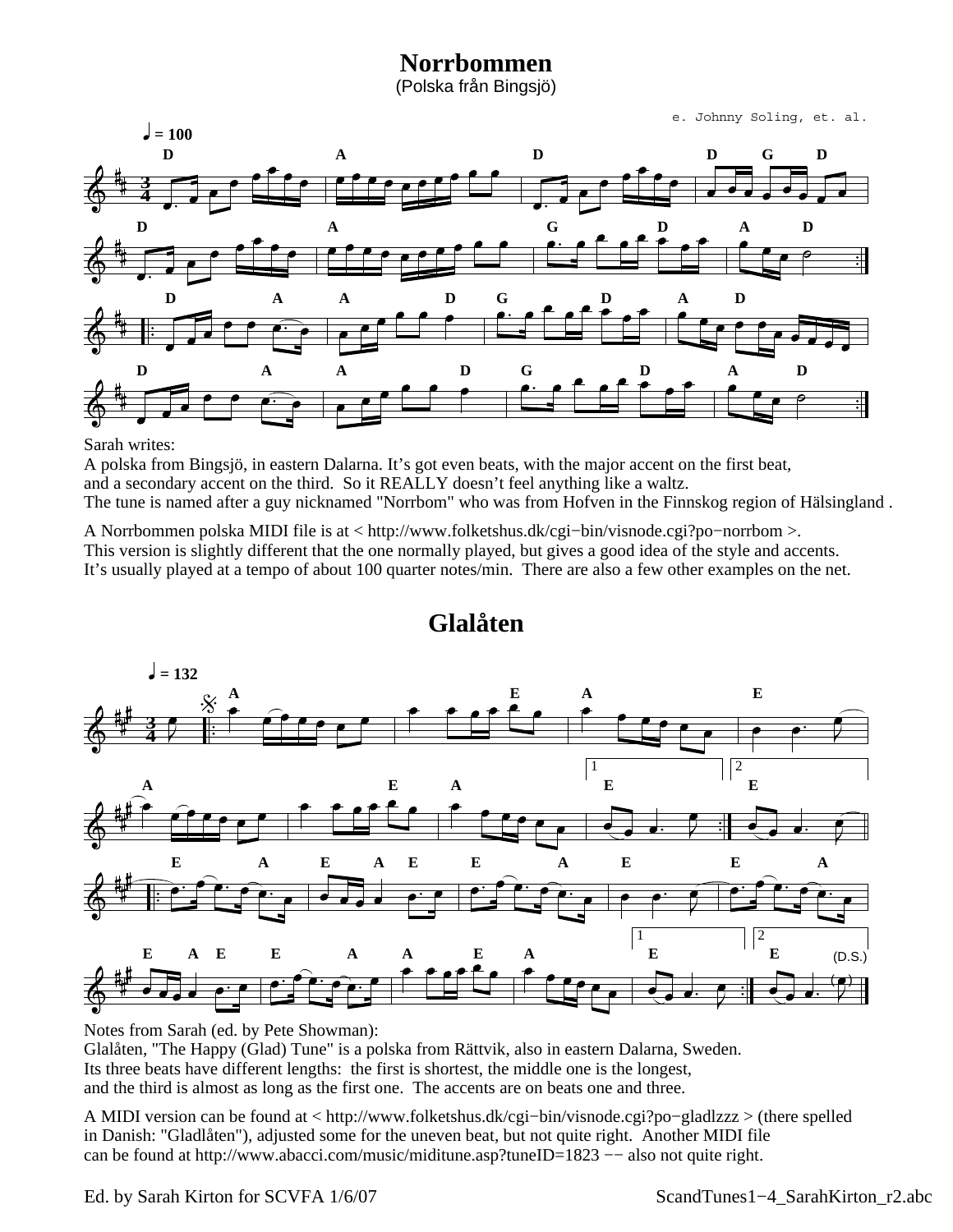# Norrbommen

(Polska från Bingsjö)

e. Johnny Soling, et. al.

Sarah writes:
A polska from Bingsjö, in eastern Dalarna. It's got even beats, with the major accent on the first beat, and a secondary accent on the third. So it REALLY doesn't feel anything like a waltz.
The tune is named after a guy nicknamed "Norrbom" who was from Hofven in the Finnskog region of Hälsingland .

A Norrbommen polska MIDI file is at < http://www.folketshus.dk/cgi−bin/visnode.cgi?po−norrbom >.
This version is slightly different that the one normally played, but gives a good idea of the style and accents.
It's usually played at a tempo of about 100 quarter notes/min. There are also a few other examples on the net.

# Glalåten

Notes from Sarah (ed. by Pete Showman):
Glalåten, "The Happy (Glad) Tune" is a polska from Rättvik, also in eastern Dalarna, Sweden.
Its three beats have different lengths: the first is shortest, the middle one is the longest, and the third is almost as long as the first one. The accents are on beats one and three.

A MIDI version can be found at < http://www.folketshus.dk/cgi−bin/visnode.cgi?po−gladlzzz > (there spelled in Danish: "Gladlåten"), adjusted some for the uneven beat, but not quite right. Another MIDI file can be found at http://www.abacci.com/music/miditune.asp?tuneID=1823 −− also not quite right.

Ed. by Sarah Kirton for SCVFA 1/6/07 ScandTunes1−4_SarahKirton_r2.abc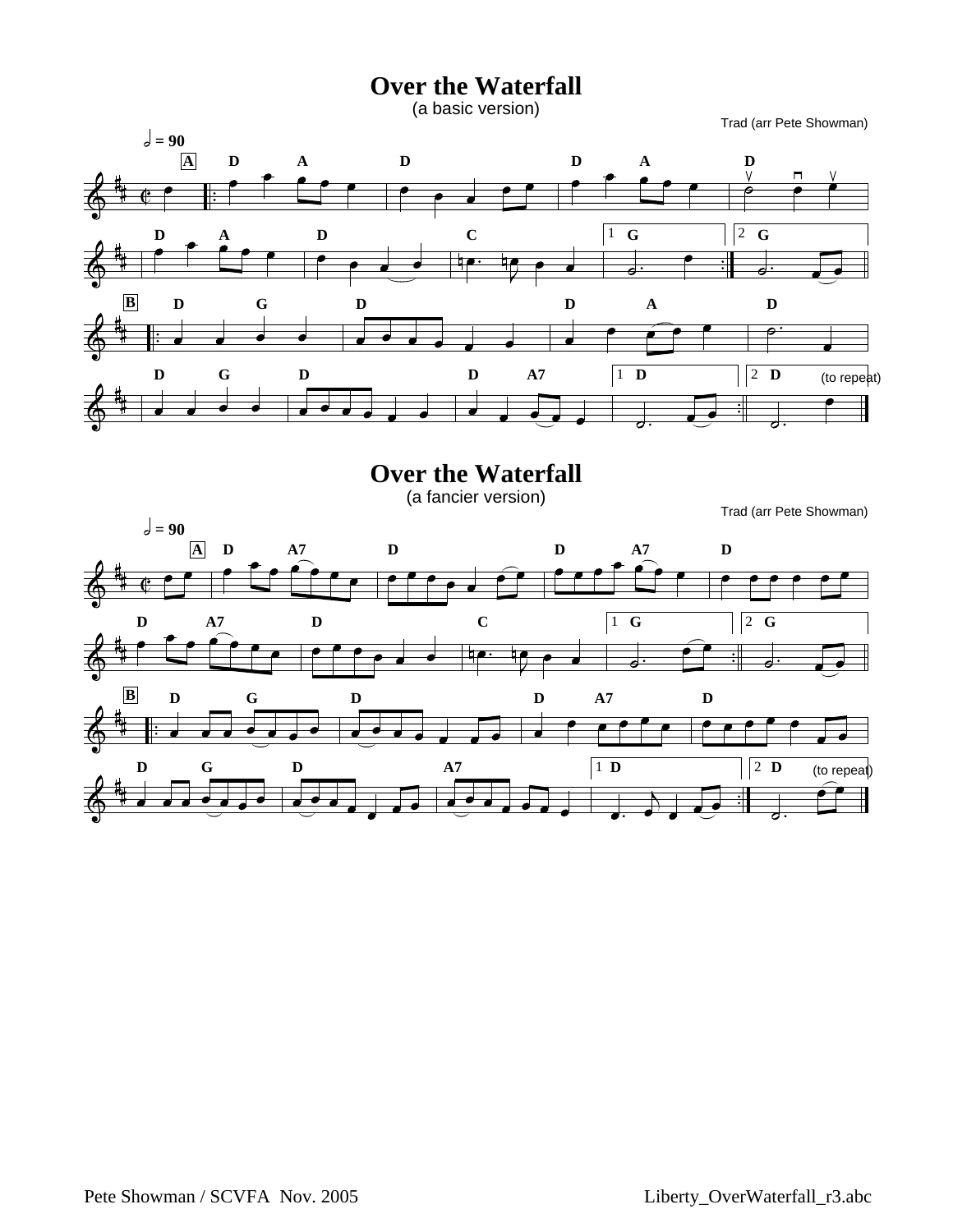# Over the Waterfall

(a basic version)

Trad (arr Pete Showman)

# Over the Waterfall

(a fancier version)

Trad (arr Pete Showman)

Pete Showman / SCVFA Nov. 2005

Liberty_OverWaterfall_r3.abc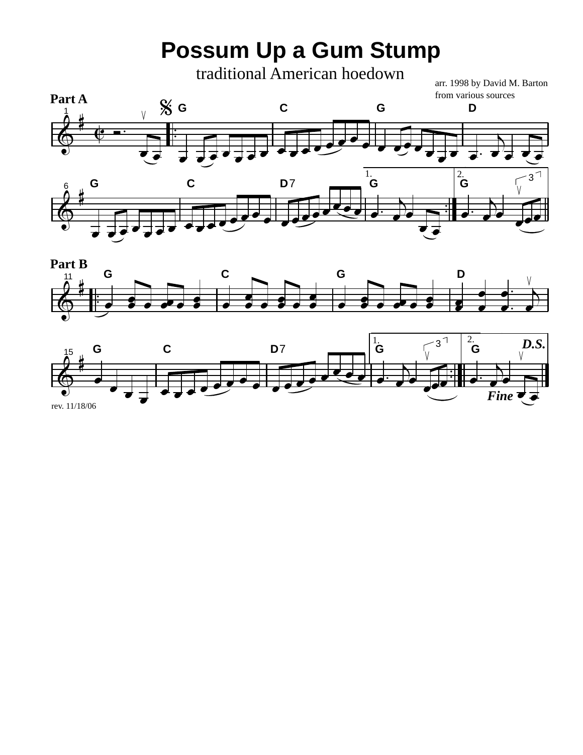# Possum Up a Gum Stump

traditional American hoedown

arr. 1998 by David M. Barton
from various sources

**Part A**

G C G D

G C D7 1. G 2. G

**Part B**

G C G D

G C D7 1. G 2. G *D.S.*

*Fine*

rev. 11/18/06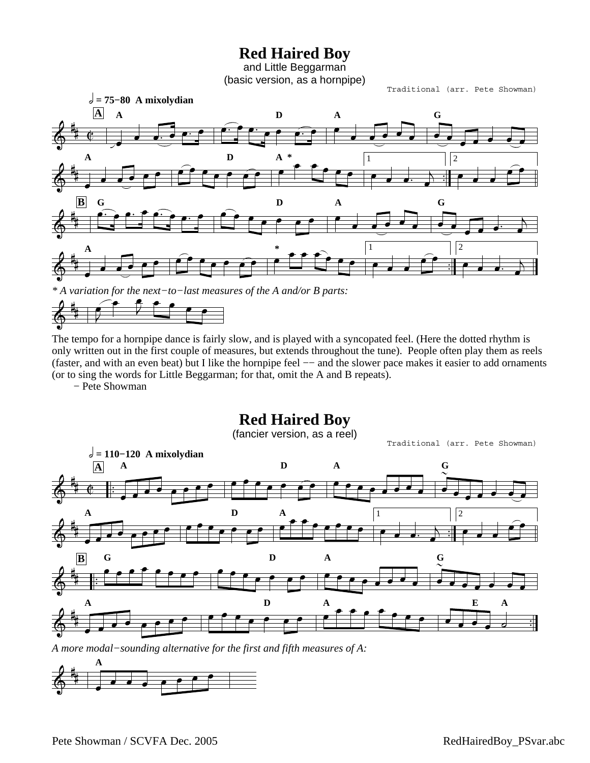# Red Haired Boy

and Little Beggarman
(basic version, as a hornpipe)

Traditional (arr. Pete Showman)

𝅗𝅥 = 75−80 A mixolydian

*\* A variation for the next−to−last measures of the A and/or B parts:*

The tempo for a hornpipe dance is fairly slow, and is played with a syncopated feel. (Here the dotted rhythm is only written out in the first couple of measures, but extends throughout the tune). People often play them as reels (faster, and with an even beat) but I like the hornpipe feel −− and the slower pace makes it easier to add ornaments (or to sing the words for Little Beggarman; for that, omit the A and B repeats).

− Pete Showman

# Red Haired Boy

(fancier version, as a reel)

Traditional (arr. Pete Showman)

𝅗𝅥 = 110−120 A mixolydian

*A more modal−sounding alternative for the first and fifth measures of A:*

Pete Showman / SCVFA Dec. 2005

RedHairedBoy_PSvar.abc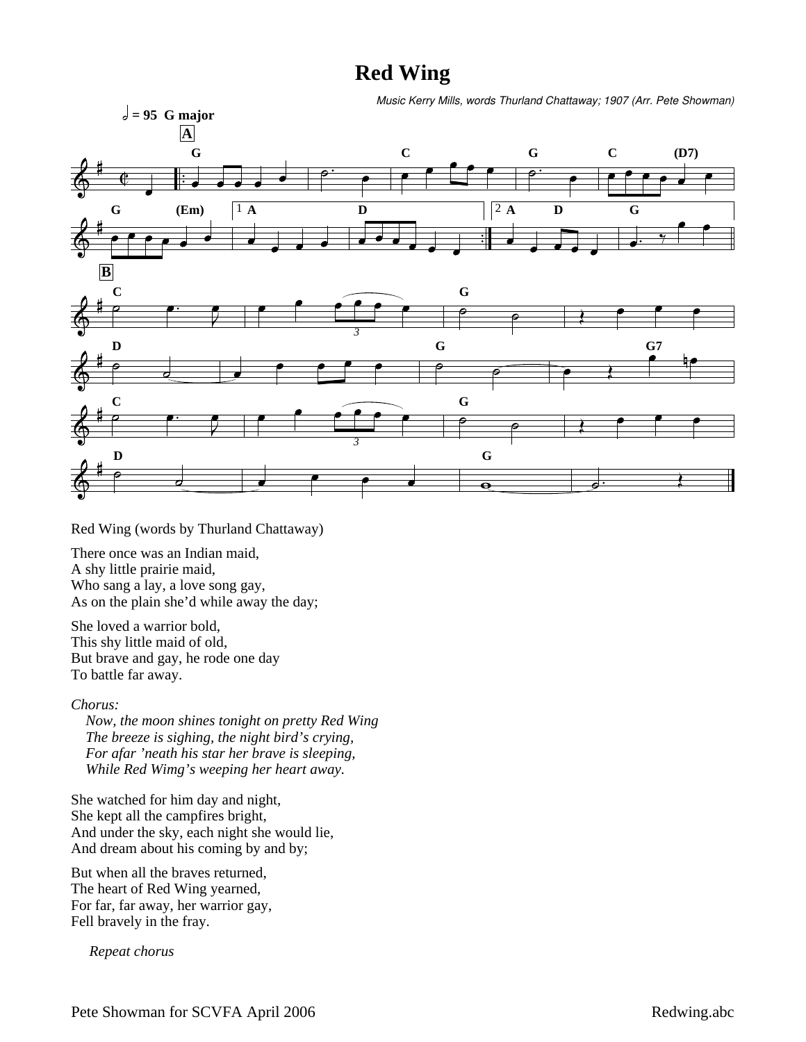# Red Wing

*Music Kerry Mills, words Thurland Chattaway; 1907 (Arr. Pete Showman)*

Red Wing (words by Thurland Chattaway)

There once was an Indian maid,
A shy little prairie maid,
Who sang a lay, a love song gay,
As on the plain she'd while away the day;

She loved a warrior bold,
This shy little maid of old,
But brave and gay, he rode one day
To battle far away.

*Chorus:*
*Now, the moon shines tonight on pretty Red Wing*
*The breeze is sighing, the night bird's crying,*
*For afar 'neath his star her brave is sleeping,*
*While Red Wimg's weeping her heart away.*

She watched for him day and night,
She kept all the campfires bright,
And under the sky, each night she would lie,
And dream about his coming by and by;

But when all the braves returned,
The heart of Red Wing yearned,
For far, far away, her warrior gay,
Fell bravely in the fray.

*Repeat chorus*

Pete Showman for SCVFA April 2006 — Redwing.abc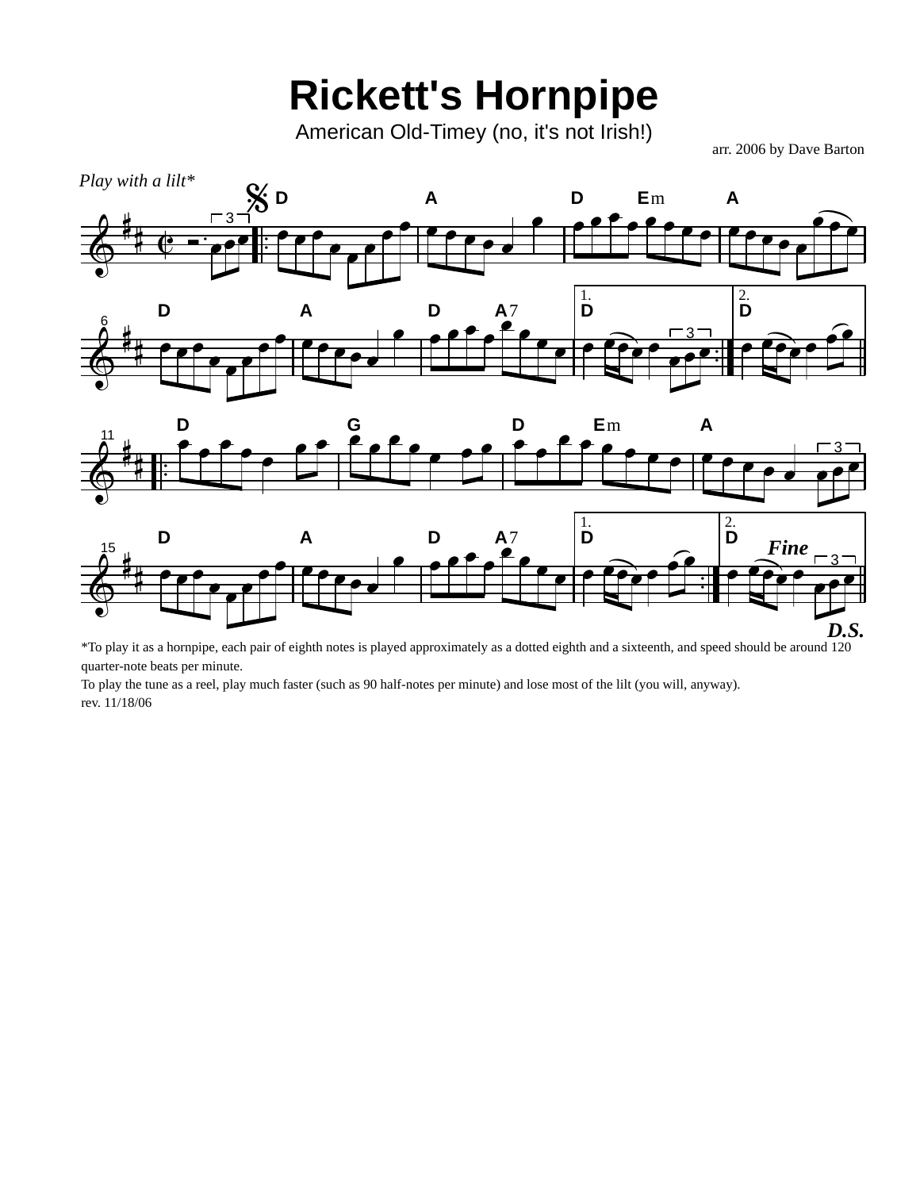# Rickett's Hornpipe

American Old-Timey (no, it's not Irish!)

arr. 2006 by Dave Barton

*Play with a lilt**

*To play it as a hornpipe, each pair of eighth notes is played approximately as a dotted eighth and a sixteenth, and speed should be around 120 quarter-note beats per minute.

To play the tune as a reel, play much faster (such as 90 half-notes per minute) and lose most of the lilt (you will, anyway).

rev. 11/18/06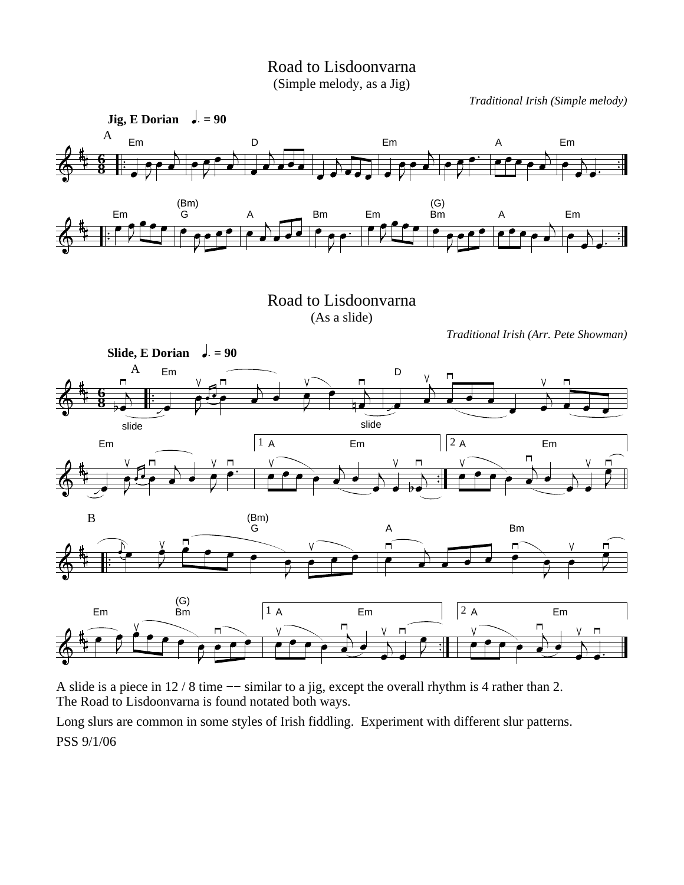# Road to Lisdoonvarna

(Simple melody, as a Jig)

*Traditional Irish (Simple melody)*

# Road to Lisdoonvarna

(As a slide)

*Traditional Irish (Arr. Pete Showman)*

A slide is a piece in 12 / 8 time −− similar to a jig, except the overall rhythm is 4 rather than 2. The Road to Lisdoonvarna is found notated both ways.

Long slurs are common in some styles of Irish fiddling. Experiment with different slur patterns.

PSS 9/1/06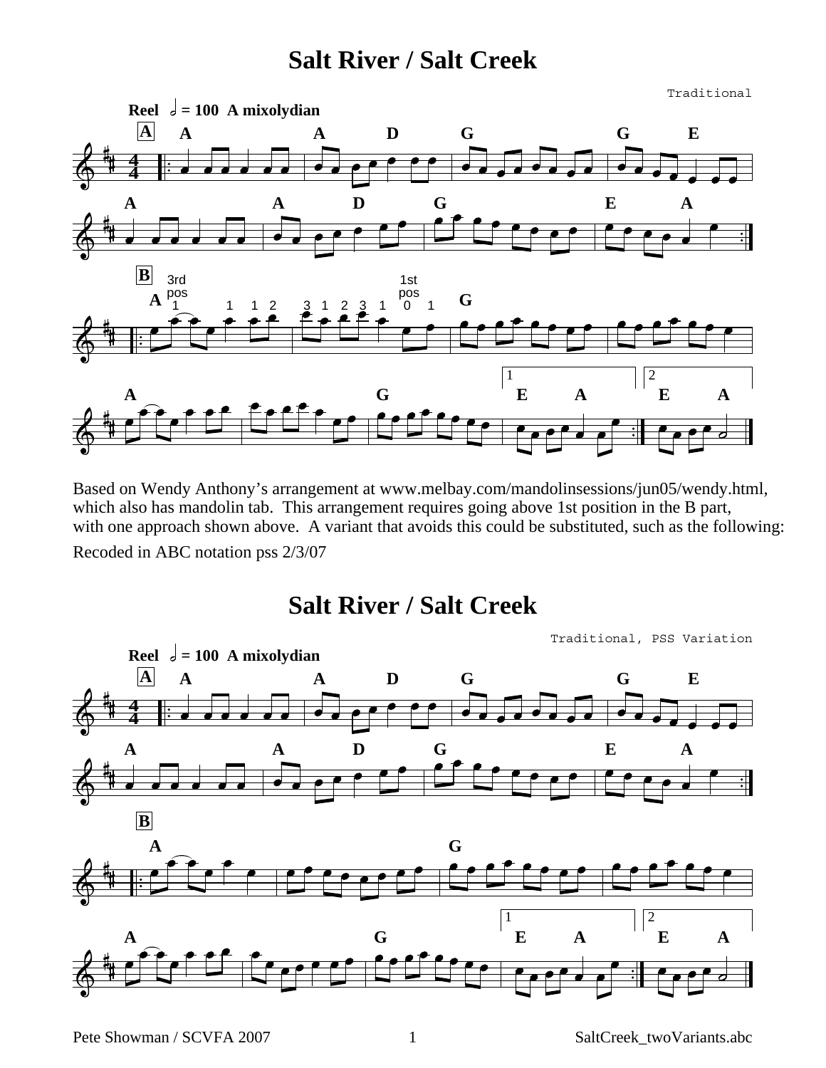# Salt River / Salt Creek

Traditional

Reel 𝅗𝅥 = 100 A mixolydian

Based on Wendy Anthony's arrangement at www.melbay.com/mandolinsessions/jun05/wendy.html, which also has mandolin tab. This arrangement requires going above 1st position in the B part, with one approach shown above. A variant that avoids this could be substituted, such as the following:

Recoded in ABC notation pss 2/3/07

# Salt River / Salt Creek

Traditional, PSS Variation

Reel 𝅗𝅥 = 100 A mixolydian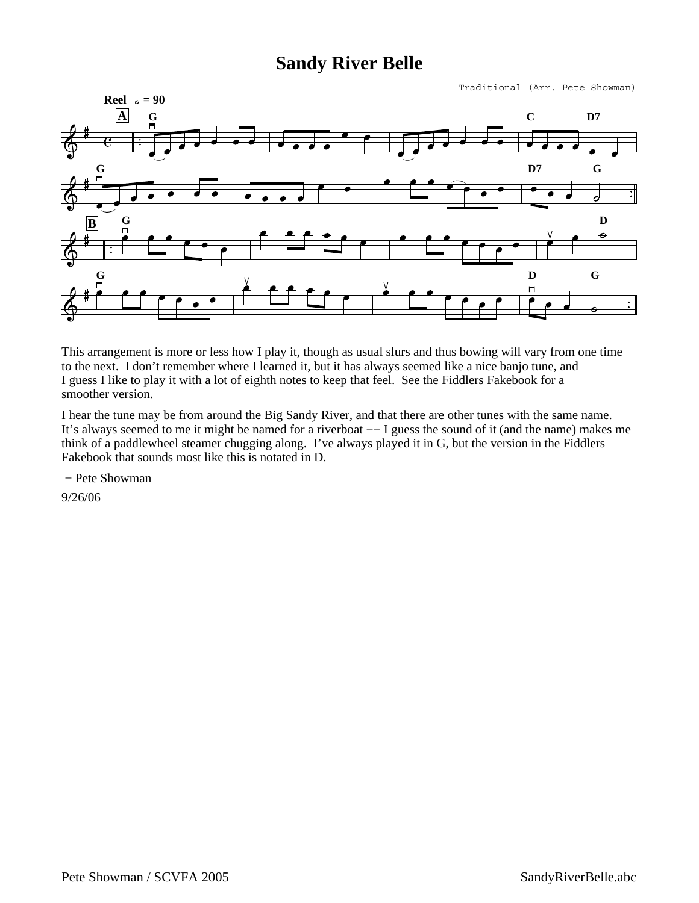# Sandy River Belle

Traditional (Arr. Pete Showman)

This arrangement is more or less how I play it, though as usual slurs and thus bowing will vary from one time to the next.  I don't remember where I learned it, but it has always seemed like a nice banjo tune, and I guess I like to play it with a lot of eighth notes to keep that feel.  See the Fiddlers Fakebook for a smoother version.

I hear the tune may be from around the Big Sandy River, and that there are other tunes with the same name. It's always seemed to me it might be named for a riverboat −− I guess the sound of it (and the name) makes me think of a paddlewheel steamer chugging along.  I've always played it in G, but the version in the Fiddlers Fakebook that sounds most like this is notated in D.

− Pete Showman

9/26/06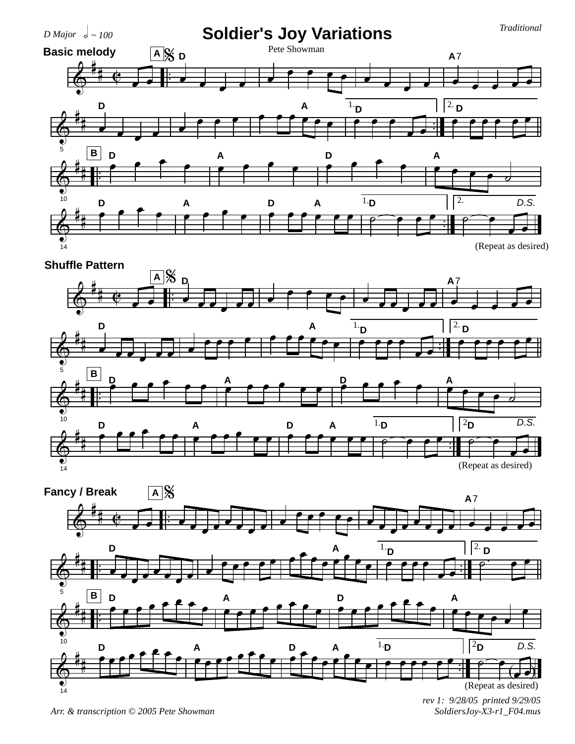# Soldier's Joy Variations

D Major ♩ ~ 100

*Traditional*

Pete Showman

**Basic melody**

(Repeat as desired)

**Shuffle Pattern**

(Repeat as desired)

**Fancy / Break**

(Repeat as desired)

*rev 1: 9/28/05 printed 9/29/05*
*SoldiersJoy-X3-r1_F04.mus*

*Arr. & transcription © 2005 Pete Showman*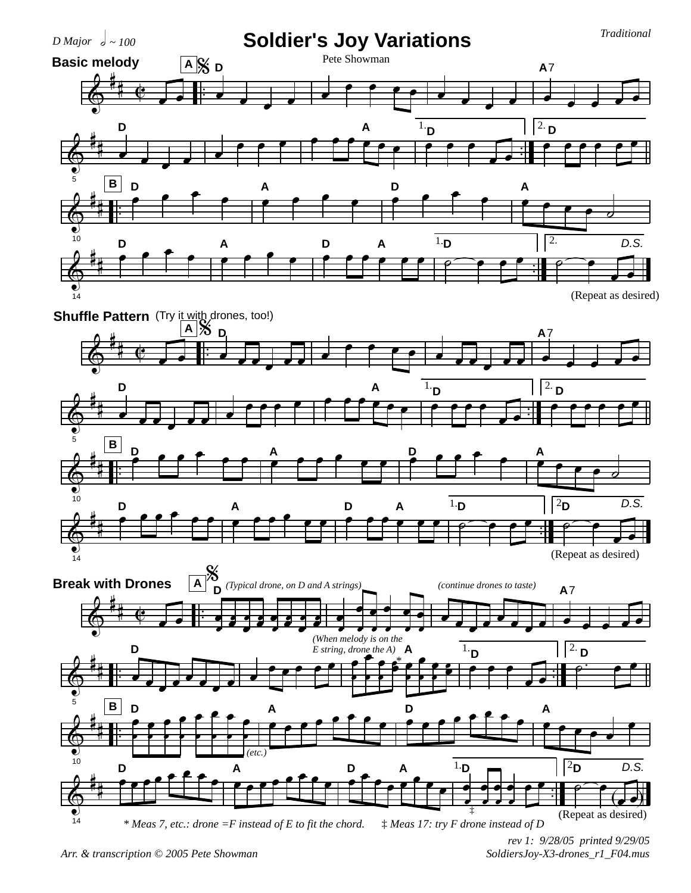D Major ♩ ~ 100

# Soldier's Joy Variations

Traditional

Pete Showman

**Basic melody**

(Repeat as desired)

**Shuffle Pattern** (Try it with drones, too!)

(Repeat as desired)

**Break with Drones**

*(Typical drone, on D and A strings)* *(continue drones to taste)*

*(When melody is on the E string, drone the A)*

(Repeat as desired)

* *Meas 7, etc.: drone =F instead of E to fit the chord.* ‡ *Meas 17: try F drone instead of D*

*Arr. & transcription © 2005 Pete Showman*

*rev 1: 9/28/05 printed 9/29/05*
*SoldiersJoy-X3-drones_r1_F04.mus*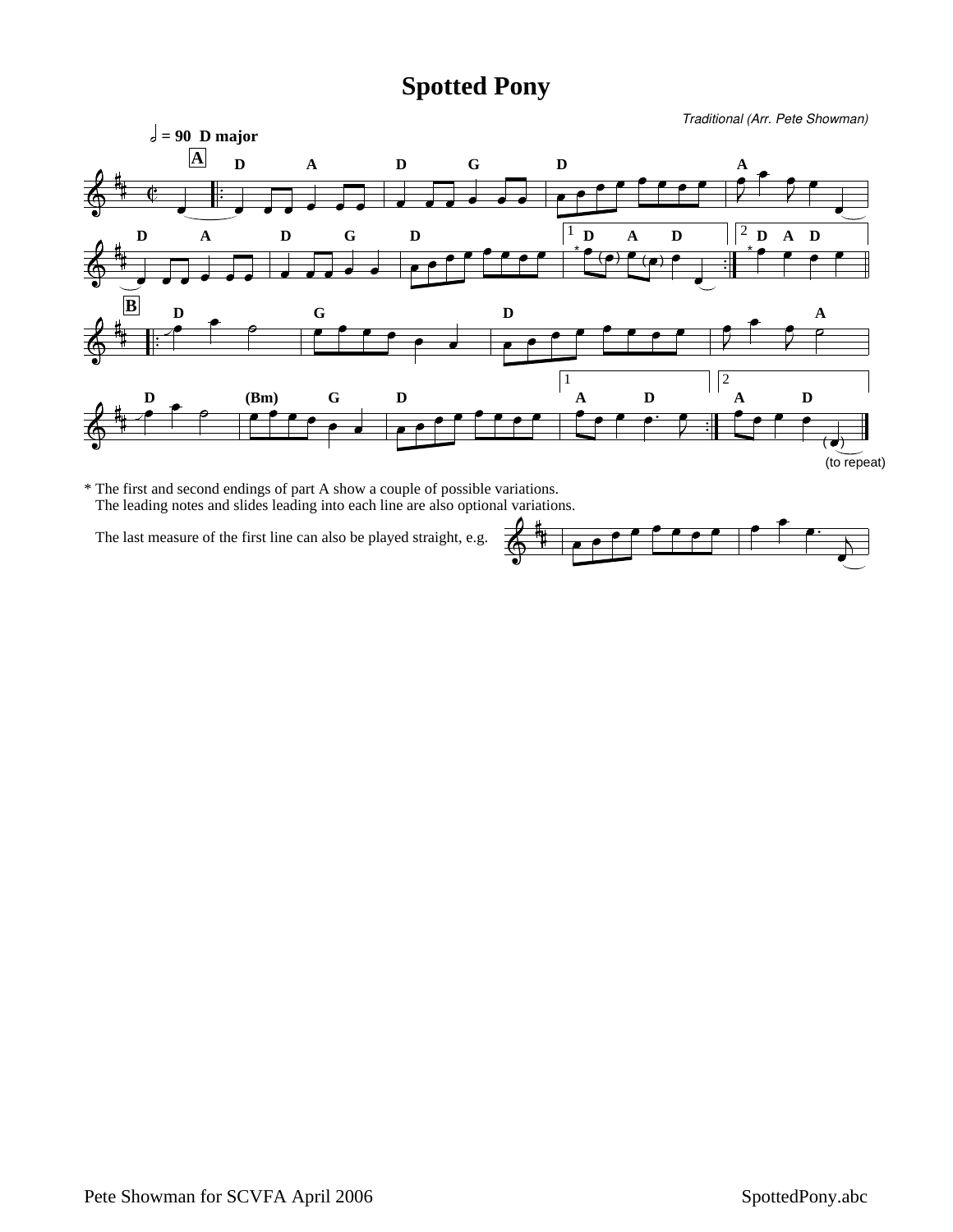# Spotted Pony

*Traditional (Arr. Pete Showman)*

* The first and second endings of part A show a couple of possible variations.
  The leading notes and slides leading into each line are also optional variations.

  The last measure of the first line can also be played straight, e.g.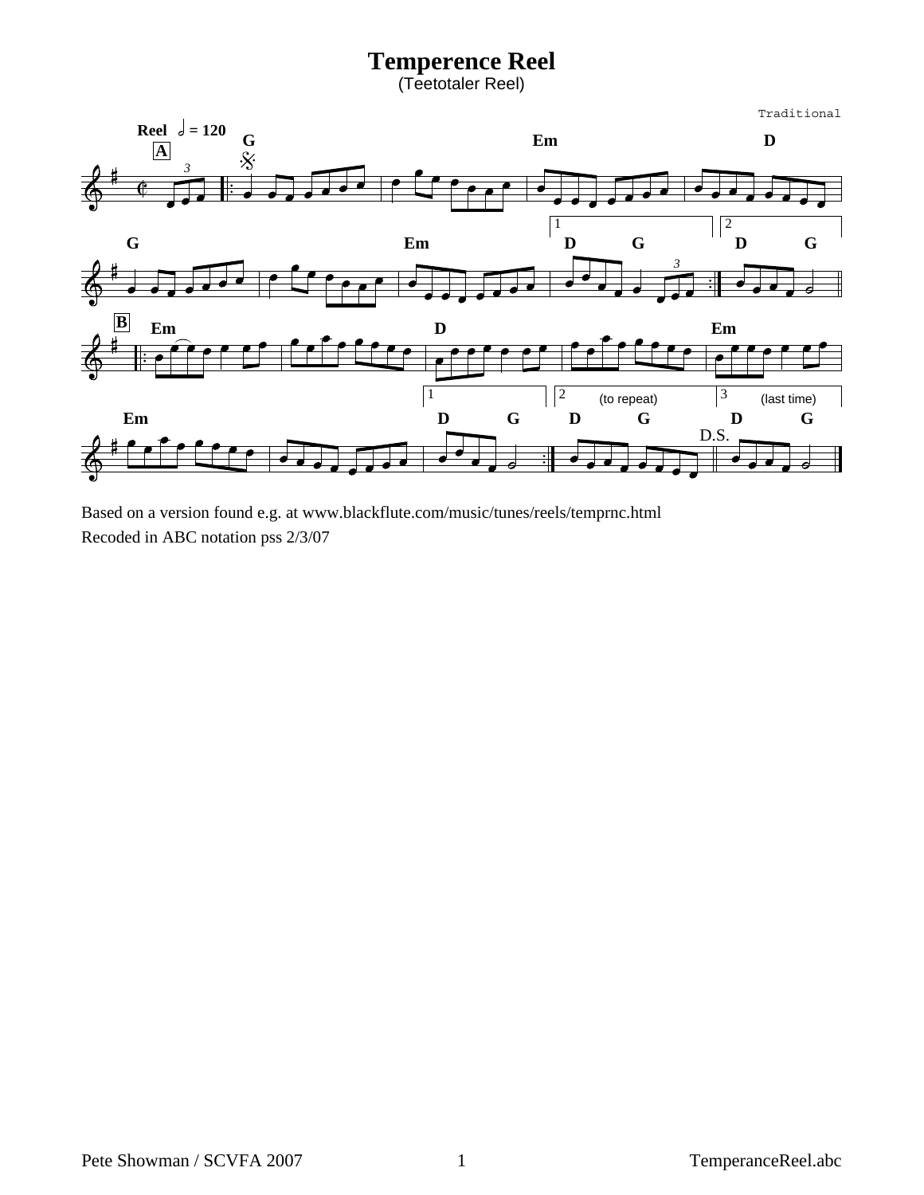# Temperence Reel

(Teetotaler Reel)

Traditional

Based on a version found e.g. at www.blackflute.com/music/tunes/reels/temprnc.html

Recoded in ABC notation pss 2/3/07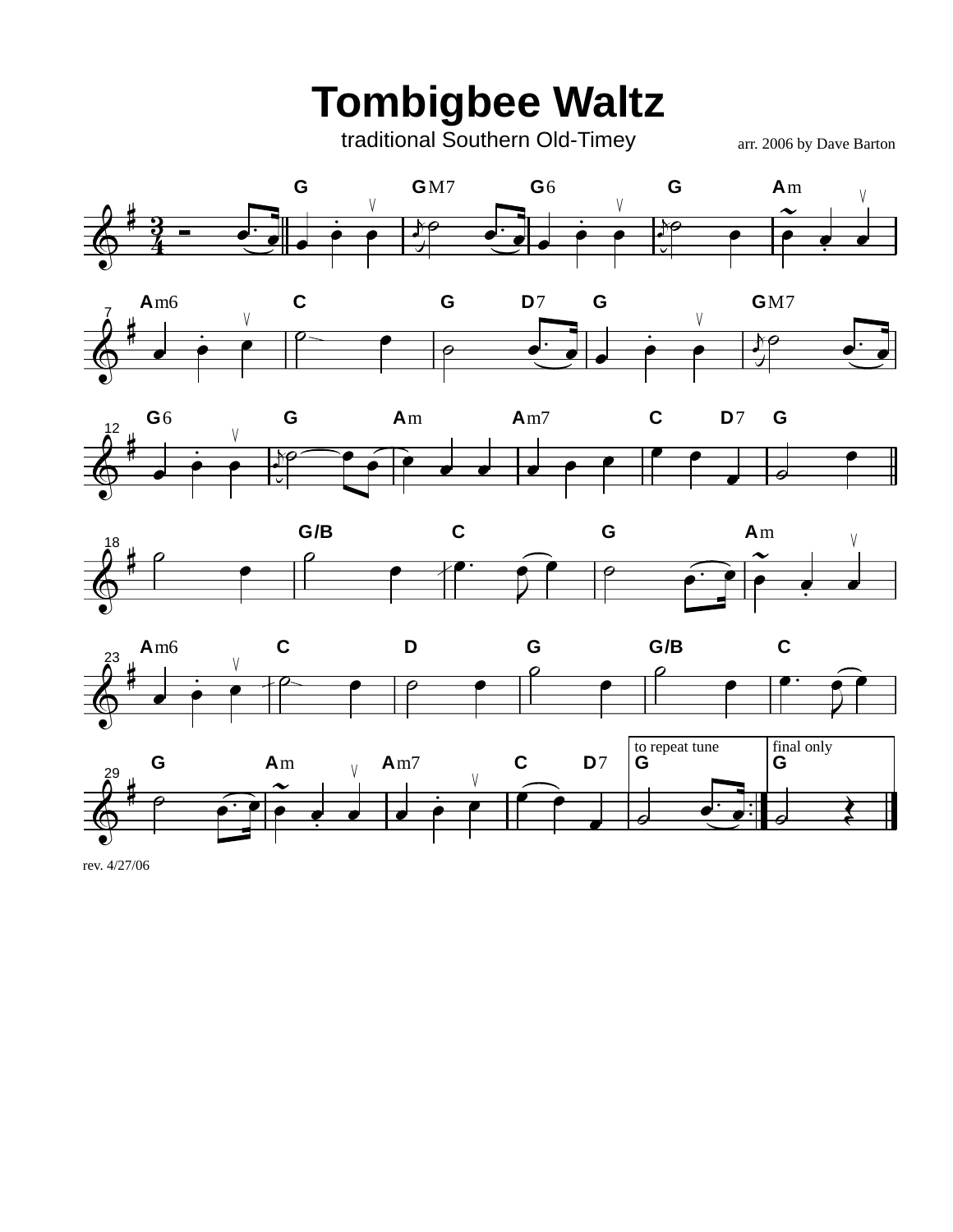# Tombigbee Waltz

traditional Southern Old-Timey

arr. 2006 by Dave Barton

rev. 4/27/06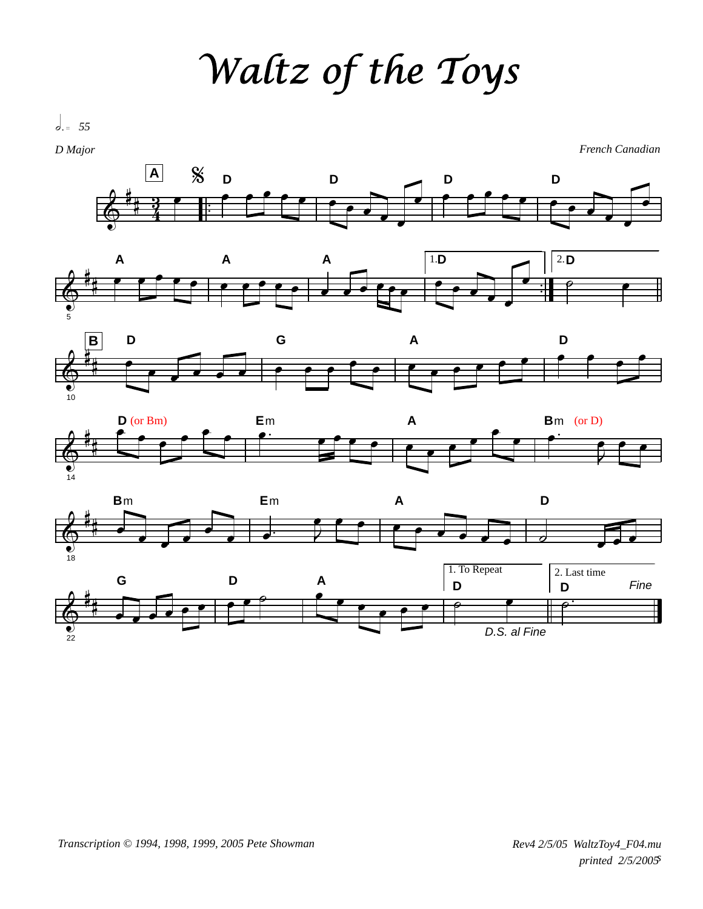# Waltz of the Toys

𝅗𝅥. = 55

*D Major*

*French Canadian*

*Transcription © 1994, 1998, 1999, 2005 Pete Showman*

*Rev4 2/5/05 WaltzToy4_F04.mu*

*printed 2/5/2005*